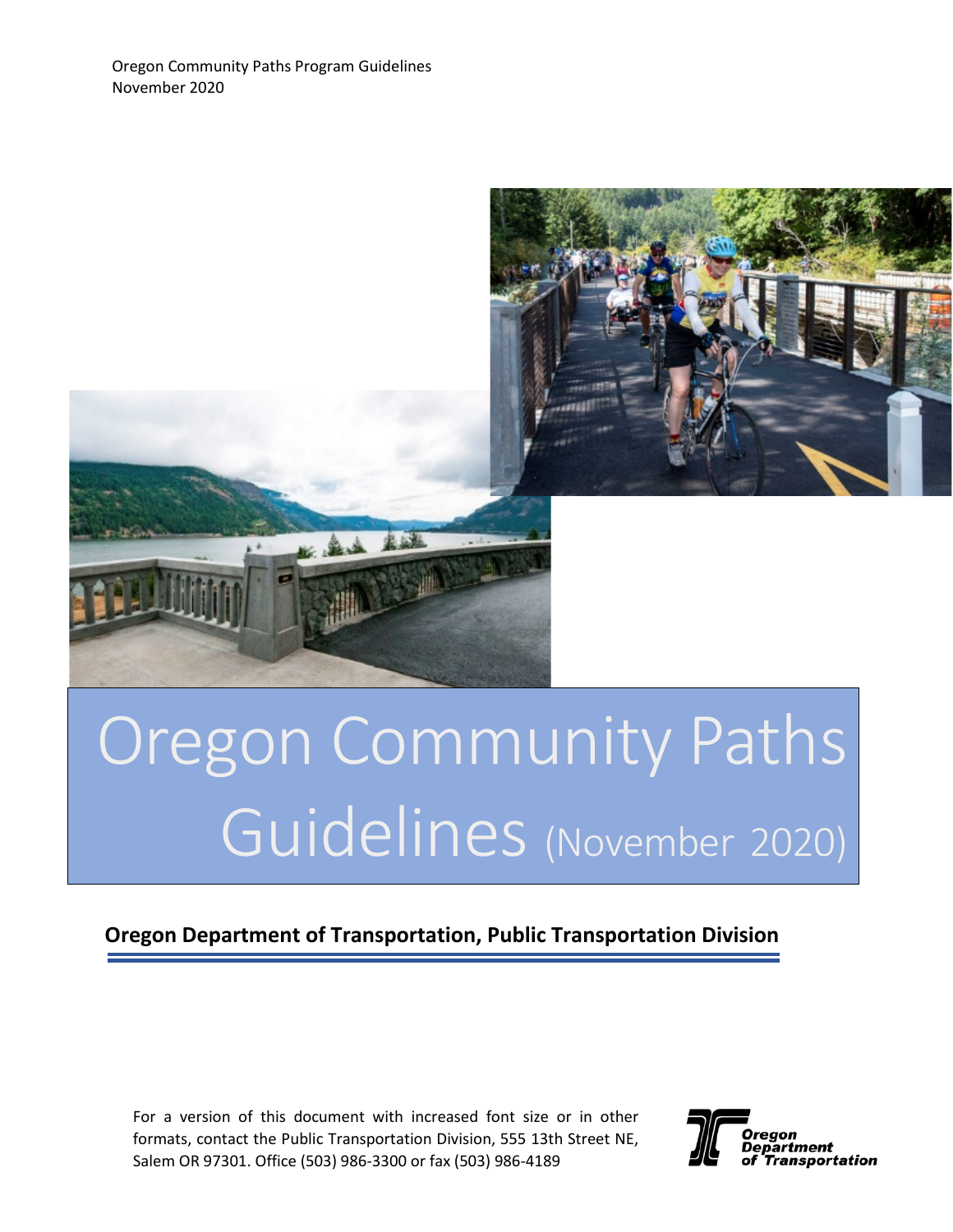Oregon Community Paths Program Guidelines
November 2020

# Oregon Community Paths Guidelines (November 2020)

**Oregon Department of Transportation, Public Transportation Division**

For a version of this document with increased font size or in other formats, contact the Public Transportation Division, 555 13th Street NE, Salem OR 97301. Office (503) 986-3300 or fax (503) 986-4189

Oregon Department of Transportation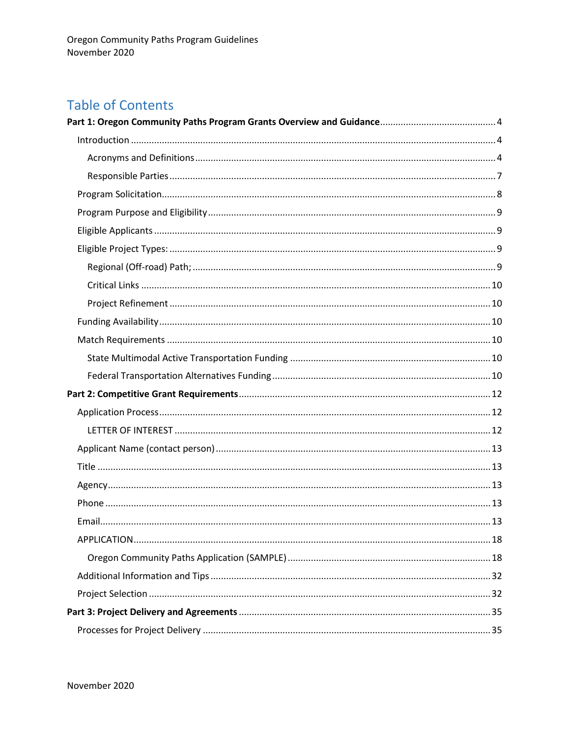# Table of Contents

**Part 1: Oregon Community Paths Program Grants Overview and Guidance** ........ 4

- Introduction ........ 4
  - Acronyms and Definitions ........ 4
  - Responsible Parties ........ 7
- Program Solicitation ........ 8
- Program Purpose and Eligibility ........ 9
- Eligible Applicants ........ 9
- Eligible Project Types: ........ 9
  - Regional (Off-road) Path; ........ 9
  - Critical Links ........ 10
  - Project Refinement ........ 10
- Funding Availability ........ 10
- Match Requirements ........ 10
  - State Multimodal Active Transportation Funding ........ 10
  - Federal Transportation Alternatives Funding ........ 10

**Part 2: Competitive Grant Requirements** ........ 12

- Application Process ........ 12
  - LETTER OF INTEREST ........ 12
- Applicant Name (contact person) ........ 13
- Title ........ 13
- Agency ........ 13
- Phone ........ 13
- Email ........ 13
- APPLICATION ........ 18
  - Oregon Community Paths Application (SAMPLE) ........ 18
- Additional Information and Tips ........ 32
- Project Selection ........ 32

**Part 3: Project Delivery and Agreements** ........ 35

- Processes for Project Delivery ........ 35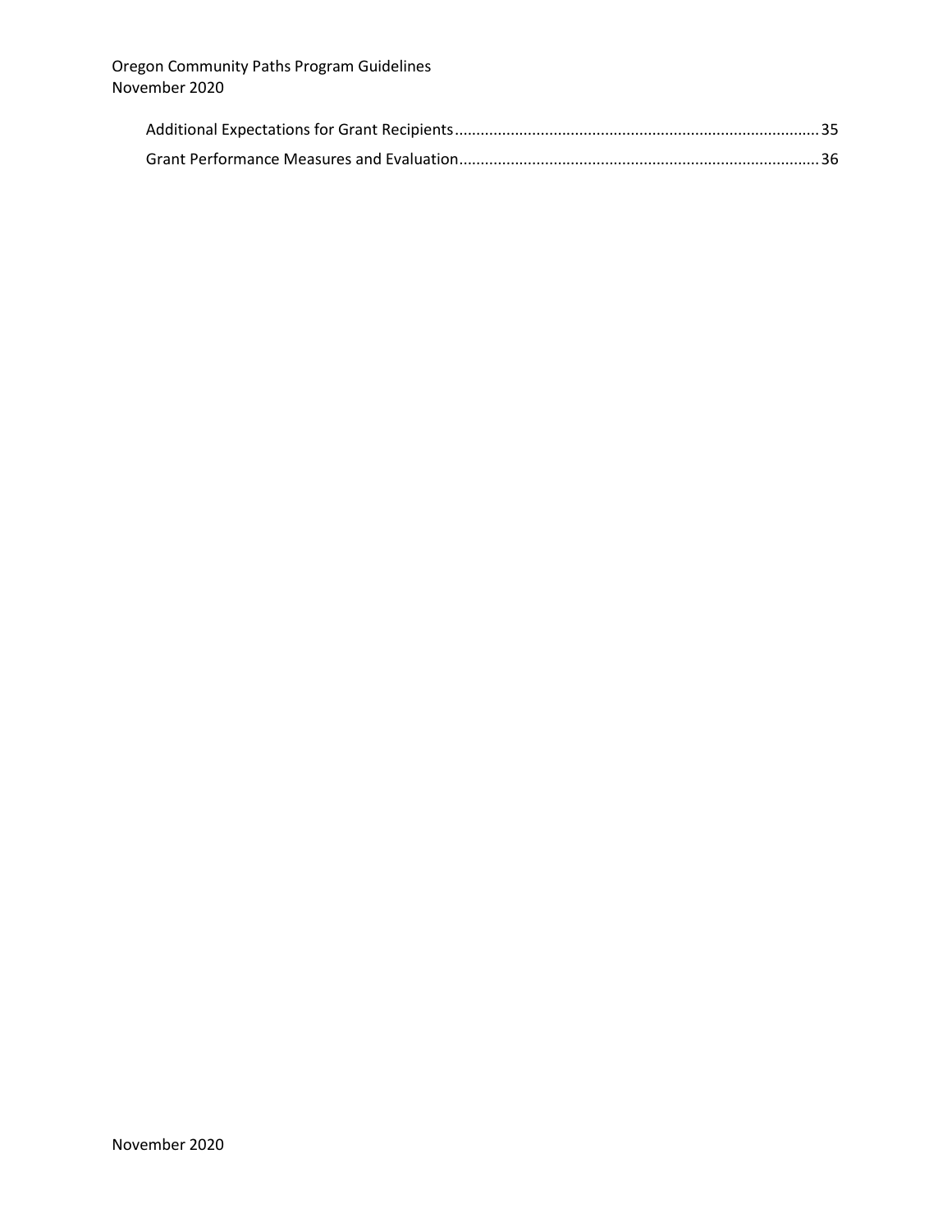Additional Expectations for Grant Recipients....................................................................................35

Grant Performance Measures and Evaluation...................................................................................36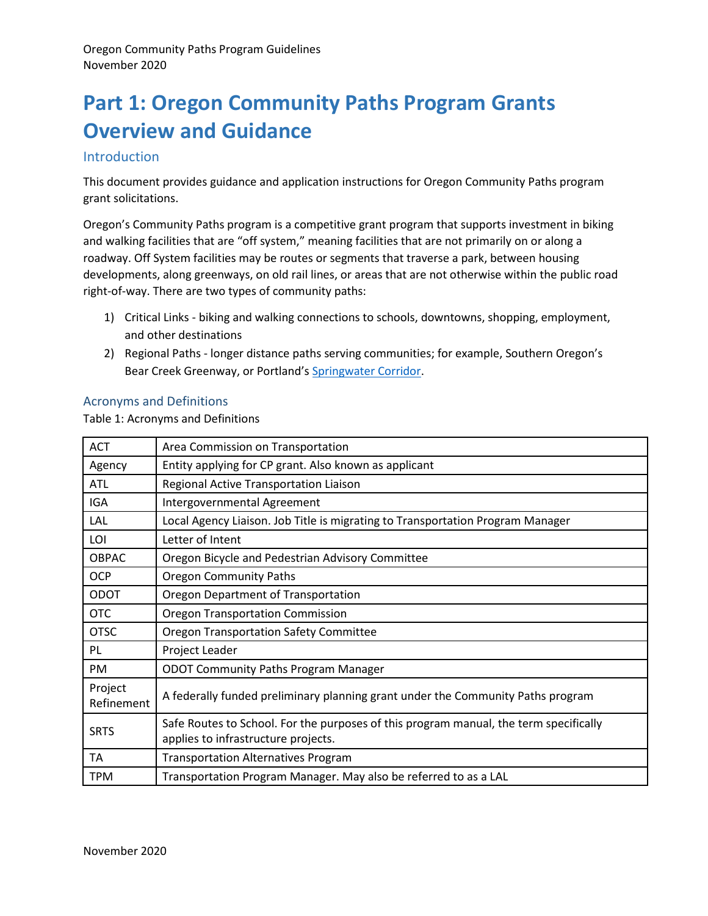# Part 1: Oregon Community Paths Program Grants Overview and Guidance

## Introduction

This document provides guidance and application instructions for Oregon Community Paths program grant solicitations.

Oregon's Community Paths program is a competitive grant program that supports investment in biking and walking facilities that are "off system," meaning facilities that are not primarily on or along a roadway. Off System facilities may be routes or segments that traverse a park, between housing developments, along greenways, on old rail lines, or areas that are not otherwise within the public road right-of-way. There are two types of community paths:

1) Critical Links - biking and walking connections to schools, downtowns, shopping, employment, and other destinations
2) Regional Paths - longer distance paths serving communities; for example, Southern Oregon's Bear Creek Greenway, or Portland's Springwater Corridor.

## Acronyms and Definitions

Table 1: Acronyms and Definitions

| | |
|---|---|
| ACT | Area Commission on Transportation |
| Agency | Entity applying for CP grant. Also known as applicant |
| ATL | Regional Active Transportation Liaison |
| IGA | Intergovernmental Agreement |
| LAL | Local Agency Liaison. Job Title is migrating to Transportation Program Manager |
| LOI | Letter of Intent |
| OBPAC | Oregon Bicycle and Pedestrian Advisory Committee |
| OCP | Oregon Community Paths |
| ODOT | Oregon Department of Transportation |
| OTC | Oregon Transportation Commission |
| OTSC | Oregon Transportation Safety Committee |
| PL | Project Leader |
| PM | ODOT Community Paths Program Manager |
| Project Refinement | A federally funded preliminary planning grant under the Community Paths program |
| SRTS | Safe Routes to School. For the purposes of this program manual, the term specifically applies to infrastructure projects. |
| TA | Transportation Alternatives Program |
| TPM | Transportation Program Manager. May also be referred to as a LAL |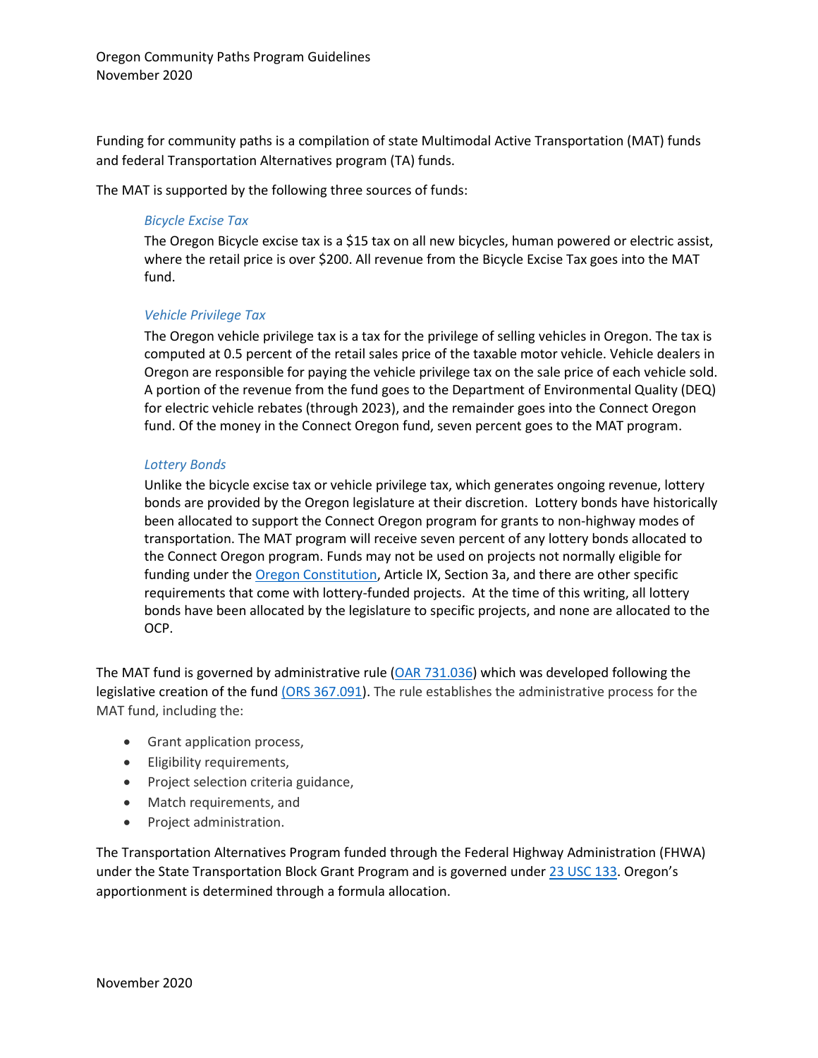Funding for community paths is a compilation of state Multimodal Active Transportation (MAT) funds and federal Transportation Alternatives program (TA) funds.

The MAT is supported by the following three sources of funds:

> *Bicycle Excise Tax*
>
> The Oregon Bicycle excise tax is a $15 tax on all new bicycles, human powered or electric assist, where the retail price is over $200. All revenue from the Bicycle Excise Tax goes into the MAT fund.
>
> *Vehicle Privilege Tax*
>
> The Oregon vehicle privilege tax is a tax for the privilege of selling vehicles in Oregon. The tax is computed at 0.5 percent of the retail sales price of the taxable motor vehicle. Vehicle dealers in Oregon are responsible for paying the vehicle privilege tax on the sale price of each vehicle sold. A portion of the revenue from the fund goes to the Department of Environmental Quality (DEQ) for electric vehicle rebates (through 2023), and the remainder goes into the Connect Oregon fund. Of the money in the Connect Oregon fund, seven percent goes to the MAT program.
>
> *Lottery Bonds*
>
> Unlike the bicycle excise tax or vehicle privilege tax, which generates ongoing revenue, lottery bonds are provided by the Oregon legislature at their discretion. Lottery bonds have historically been allocated to support the Connect Oregon program for grants to non-highway modes of transportation. The MAT program will receive seven percent of any lottery bonds allocated to the Connect Oregon program. Funds may not be used on projects not normally eligible for funding under the Oregon Constitution, Article IX, Section 3a, and there are other specific requirements that come with lottery-funded projects. At the time of this writing, all lottery bonds have been allocated by the legislature to specific projects, and none are allocated to the OCP.

The MAT fund is governed by administrative rule (OAR 731.036) which was developed following the legislative creation of the fund (ORS 367.091). The rule establishes the administrative process for the MAT fund, including the:

- Grant application process,
- Eligibility requirements,
- Project selection criteria guidance,
- Match requirements, and
- Project administration.

The Transportation Alternatives Program funded through the Federal Highway Administration (FHWA) under the State Transportation Block Grant Program and is governed under 23 USC 133. Oregon's apportionment is determined through a formula allocation.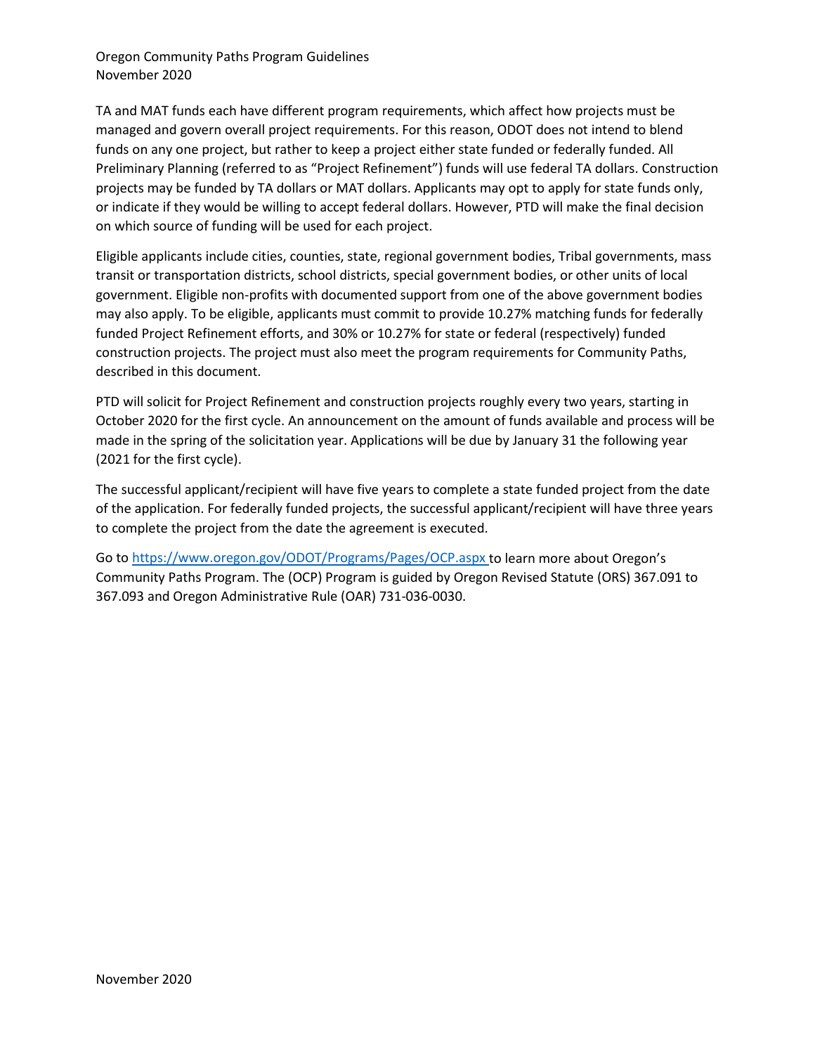TA and MAT funds each have different program requirements, which affect how projects must be managed and govern overall project requirements. For this reason, ODOT does not intend to blend funds on any one project, but rather to keep a project either state funded or federally funded. All Preliminary Planning (referred to as "Project Refinement") funds will use federal TA dollars. Construction projects may be funded by TA dollars or MAT dollars. Applicants may opt to apply for state funds only, or indicate if they would be willing to accept federal dollars. However, PTD will make the final decision on which source of funding will be used for each project.

Eligible applicants include cities, counties, state, regional government bodies, Tribal governments, mass transit or transportation districts, school districts, special government bodies, or other units of local government. Eligible non-profits with documented support from one of the above government bodies may also apply. To be eligible, applicants must commit to provide 10.27% matching funds for federally funded Project Refinement efforts, and 30% or 10.27% for state or federal (respectively) funded construction projects. The project must also meet the program requirements for Community Paths, described in this document.

PTD will solicit for Project Refinement and construction projects roughly every two years, starting in October 2020 for the first cycle. An announcement on the amount of funds available and process will be made in the spring of the solicitation year. Applications will be due by January 31 the following year (2021 for the first cycle).

The successful applicant/recipient will have five years to complete a state funded project from the date of the application. For federally funded projects, the successful applicant/recipient will have three years to complete the project from the date the agreement is executed.

Go to [https://www.oregon.gov/ODOT/Programs/Pages/OCP.aspx](https://www.oregon.gov/ODOT/Programs/Pages/OCP.aspx) to learn more about Oregon's Community Paths Program. The (OCP) Program is guided by Oregon Revised Statute (ORS) 367.091 to 367.093 and Oregon Administrative Rule (OAR) 731-036-0030.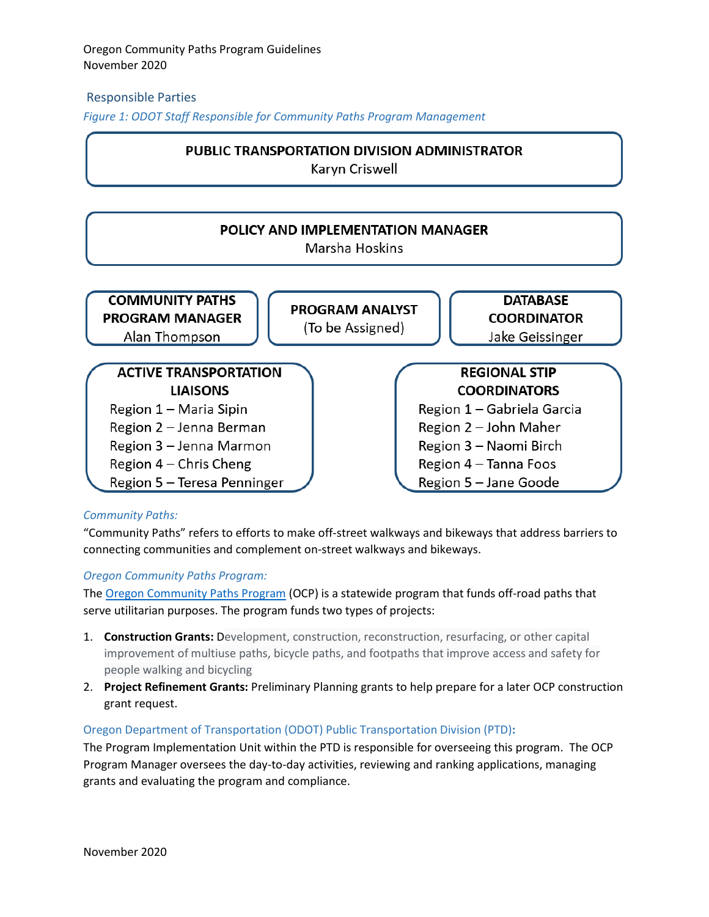## Responsible Parties

*Figure 1: ODOT Staff Responsible for Community Paths Program Management*

**PUBLIC TRANSPORTATION DIVISION ADMINISTRATOR**
Karyn Criswell

**POLICY AND IMPLEMENTATION MANAGER**
Marsha Hoskins

**COMMUNITY PATHS PROGRAM MANAGER**
Alan Thompson

**PROGRAM ANALYST**
(To be Assigned)

**DATABASE COORDINATOR**
Jake Geissinger

**ACTIVE TRANSPORTATION LIAISONS**
- Region 1 – Maria Sipin
- Region 2 – Jenna Berman
- Region 3 – Jenna Marmon
- Region 4 – Chris Cheng
- Region 5 – Teresa Penninger

**REGIONAL STIP COORDINATORS**
- Region 1 – Gabriela Garcia
- Region 2 – John Maher
- Region 3 – Naomi Birch
- Region 4 – Tanna Foos
- Region 5 – Jane Goode

*Community Paths:*

"Community Paths" refers to efforts to make off-street walkways and bikeways that address barriers to connecting communities and complement on-street walkways and bikeways.

*Oregon Community Paths Program:*

The Oregon Community Paths Program (OCP) is a statewide program that funds off-road paths that serve utilitarian purposes. The program funds two types of projects:

1. **Construction Grants:** Development, construction, reconstruction, resurfacing, or other capital improvement of multiuse paths, bicycle paths, and footpaths that improve access and safety for people walking and bicycling
2. **Project Refinement Grants:** Preliminary Planning grants to help prepare for a later OCP construction grant request.

### Oregon Department of Transportation (ODOT) Public Transportation Division (PTD):

The Program Implementation Unit within the PTD is responsible for overseeing this program. The OCP Program Manager oversees the day-to-day activities, reviewing and ranking applications, managing grants and evaluating the program and compliance.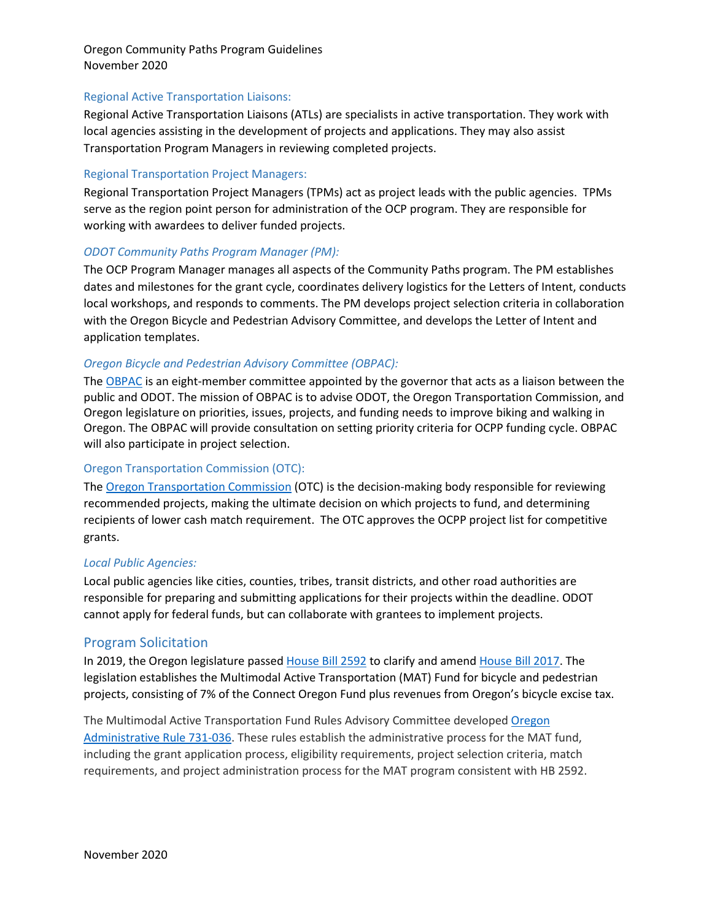### Regional Active Transportation Liaisons:

Regional Active Transportation Liaisons (ATLs) are specialists in active transportation. They work with local agencies assisting in the development of projects and applications. They may also assist Transportation Program Managers in reviewing completed projects.

### Regional Transportation Project Managers:

Regional Transportation Project Managers (TPMs) act as project leads with the public agencies. TPMs serve as the region point person for administration of the OCP program. They are responsible for working with awardees to deliver funded projects.

### *ODOT Community Paths Program Manager (PM):*

The OCP Program Manager manages all aspects of the Community Paths program. The PM establishes dates and milestones for the grant cycle, coordinates delivery logistics for the Letters of Intent, conducts local workshops, and responds to comments. The PM develops project selection criteria in collaboration with the Oregon Bicycle and Pedestrian Advisory Committee, and develops the Letter of Intent and application templates.

### *Oregon Bicycle and Pedestrian Advisory Committee (OBPAC):*

The OBPAC is an eight-member committee appointed by the governor that acts as a liaison between the public and ODOT. The mission of OBPAC is to advise ODOT, the Oregon Transportation Commission, and Oregon legislature on priorities, issues, projects, and funding needs to improve biking and walking in Oregon. The OBPAC will provide consultation on setting priority criteria for OCPP funding cycle. OBPAC will also participate in project selection.

### Oregon Transportation Commission (OTC):

The Oregon Transportation Commission (OTC) is the decision-making body responsible for reviewing recommended projects, making the ultimate decision on which projects to fund, and determining recipients of lower cash match requirement. The OTC approves the OCPP project list for competitive grants.

### *Local Public Agencies:*

Local public agencies like cities, counties, tribes, transit districts, and other road authorities are responsible for preparing and submitting applications for their projects within the deadline. ODOT cannot apply for federal funds, but can collaborate with grantees to implement projects.

## Program Solicitation

In 2019, the Oregon legislature passed House Bill 2592 to clarify and amend House Bill 2017. The legislation establishes the Multimodal Active Transportation (MAT) Fund for bicycle and pedestrian projects, consisting of 7% of the Connect Oregon Fund plus revenues from Oregon's bicycle excise tax.

The Multimodal Active Transportation Fund Rules Advisory Committee developed Oregon Administrative Rule 731-036. These rules establish the administrative process for the MAT fund, including the grant application process, eligibility requirements, project selection criteria, match requirements, and project administration process for the MAT program consistent with HB 2592.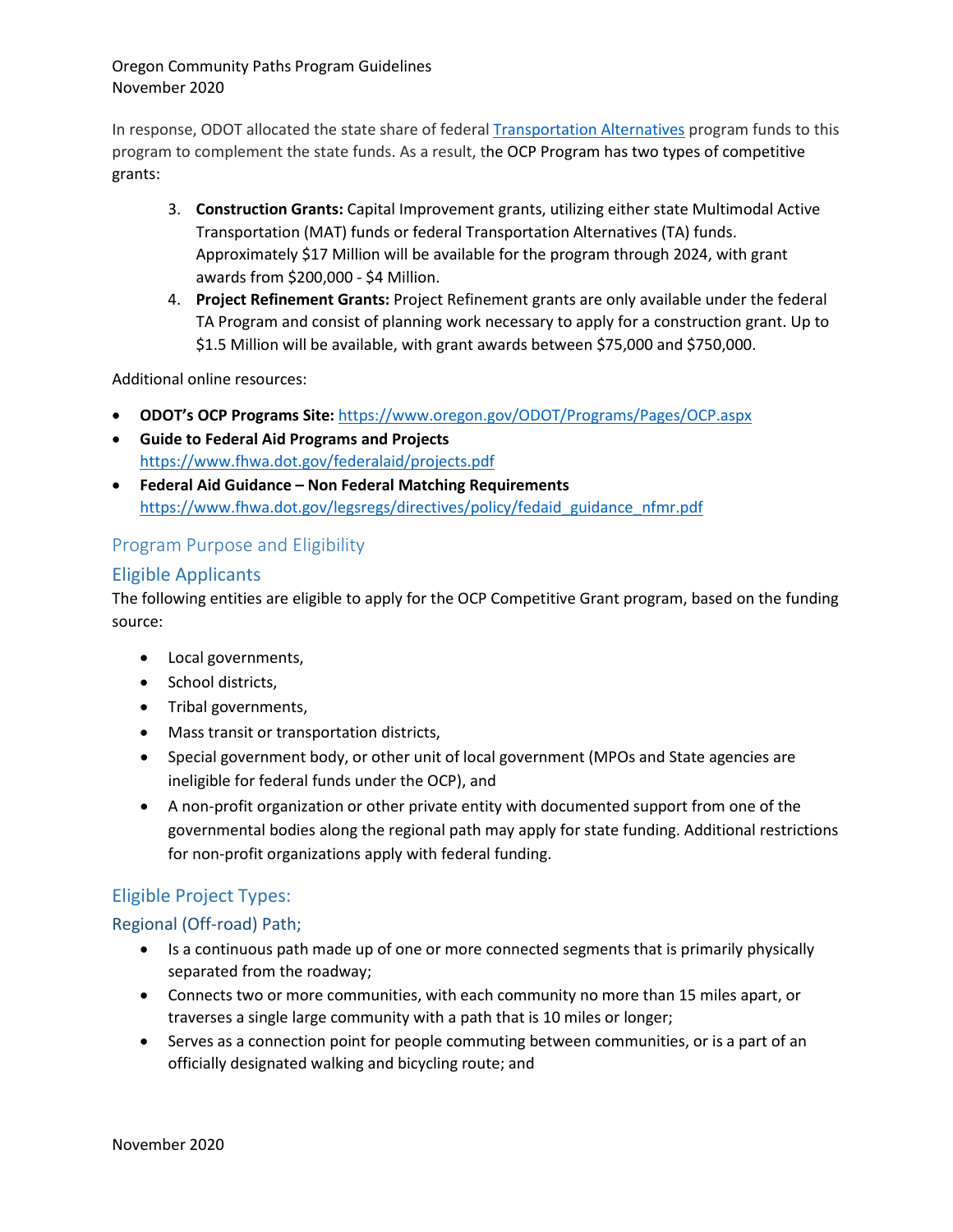In response, ODOT allocated the state share of federal [Transportation Alternatives](#) program funds to this program to complement the state funds. As a result, the OCP Program has two types of competitive grants:

3. **Construction Grants:** Capital Improvement grants, utilizing either state Multimodal Active Transportation (MAT) funds or federal Transportation Alternatives (TA) funds. Approximately $17 Million will be available for the program through 2024, with grant awards from $200,000 - $4 Million.
4. **Project Refinement Grants:** Project Refinement grants are only available under the federal TA Program and consist of planning work necessary to apply for a construction grant. Up to $1.5 Million will be available, with grant awards between $75,000 and $750,000.

Additional online resources:

- **ODOT's OCP Programs Site:** https://www.oregon.gov/ODOT/Programs/Pages/OCP.aspx
- **Guide to Federal Aid Programs and Projects** https://www.fhwa.dot.gov/federalaid/projects.pdf
- **Federal Aid Guidance – Non Federal Matching Requirements** https://www.fhwa.dot.gov/legsregs/directives/policy/fedaid_guidance_nfmr.pdf

## Program Purpose and Eligibility

### Eligible Applicants

The following entities are eligible to apply for the OCP Competitive Grant program, based on the funding source:

- Local governments,
- School districts,
- Tribal governments,
- Mass transit or transportation districts,
- Special government body, or other unit of local government (MPOs and State agencies are ineligible for federal funds under the OCP), and
- A non-profit organization or other private entity with documented support from one of the governmental bodies along the regional path may apply for state funding. Additional restrictions for non-profit organizations apply with federal funding.

### Eligible Project Types:

### Regional (Off-road) Path;

- Is a continuous path made up of one or more connected segments that is primarily physically separated from the roadway;
- Connects two or more communities, with each community no more than 15 miles apart, or traverses a single large community with a path that is 10 miles or longer;
- Serves as a connection point for people commuting between communities, or is a part of an officially designated walking and bicycling route; and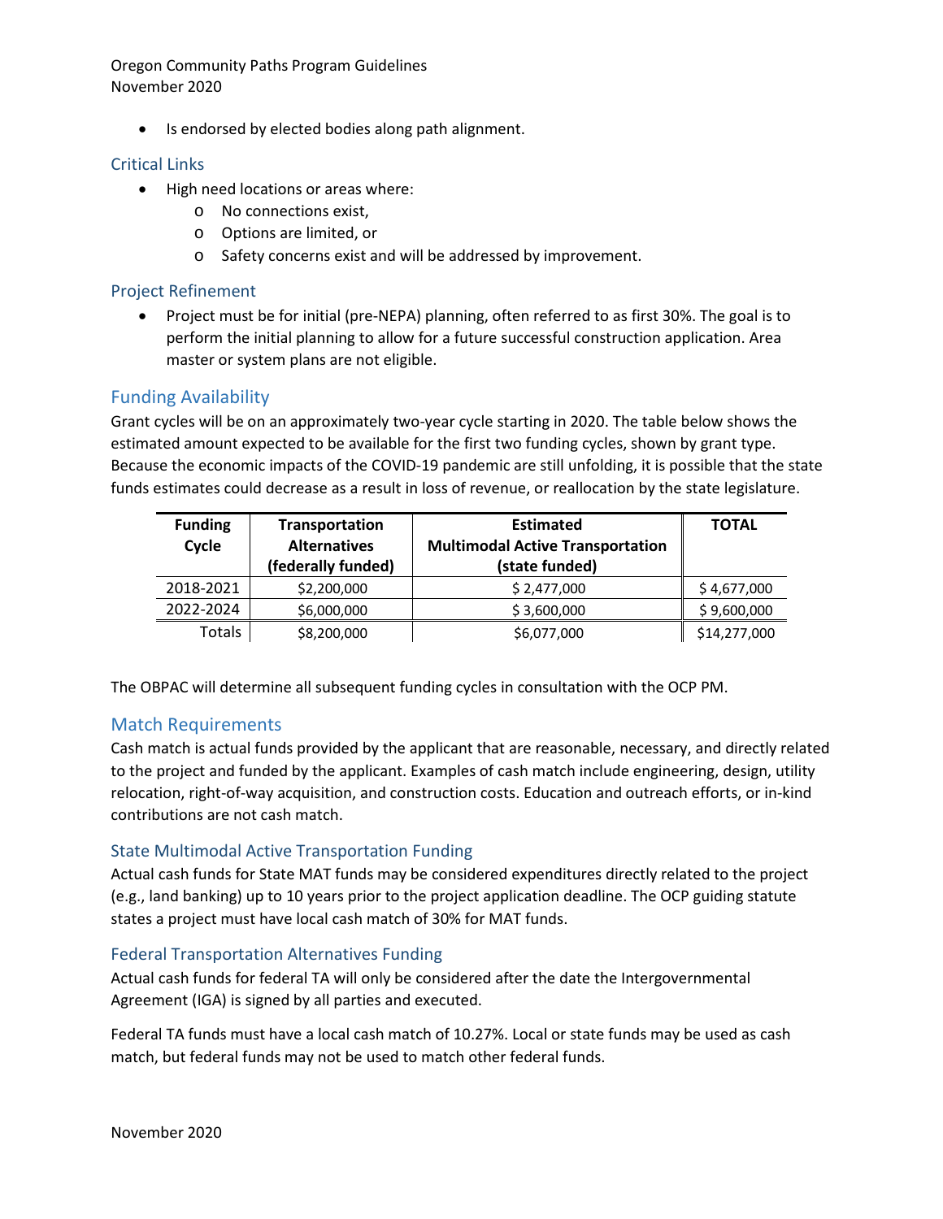- Is endorsed by elected bodies along path alignment.

### Critical Links

- High need locations or areas where:
  - No connections exist,
  - Options are limited, or
  - Safety concerns exist and will be addressed by improvement.

### Project Refinement

- Project must be for initial (pre-NEPA) planning, often referred to as first 30%. The goal is to perform the initial planning to allow for a future successful construction application. Area master or system plans are not eligible.

## Funding Availability

Grant cycles will be on an approximately two-year cycle starting in 2020. The table below shows the estimated amount expected to be available for the first two funding cycles, shown by grant type. Because the economic impacts of the COVID-19 pandemic are still unfolding, it is possible that the state funds estimates could decrease as a result in loss of revenue, or reallocation by the state legislature.

| Funding Cycle | Transportation Alternatives (federally funded) | Estimated Multimodal Active Transportation (state funded) | TOTAL |
|---|---|---|---|
| 2018-2021 | $2,200,000 | $ 2,477,000 | $ 4,677,000 |
| 2022-2024 | $6,000,000 | $ 3,600,000 | $ 9,600,000 |
| Totals | $8,200,000 | $6,077,000 | $14,277,000 |

The OBPAC will determine all subsequent funding cycles in consultation with the OCP PM.

## Match Requirements

Cash match is actual funds provided by the applicant that are reasonable, necessary, and directly related to the project and funded by the applicant. Examples of cash match include engineering, design, utility relocation, right-of-way acquisition, and construction costs. Education and outreach efforts, or in-kind contributions are not cash match.

### State Multimodal Active Transportation Funding

Actual cash funds for State MAT funds may be considered expenditures directly related to the project (e.g., land banking) up to 10 years prior to the project application deadline. The OCP guiding statute states a project must have local cash match of 30% for MAT funds.

### Federal Transportation Alternatives Funding

Actual cash funds for federal TA will only be considered after the date the Intergovernmental Agreement (IGA) is signed by all parties and executed.

Federal TA funds must have a local cash match of 10.27%. Local or state funds may be used as cash match, but federal funds may not be used to match other federal funds.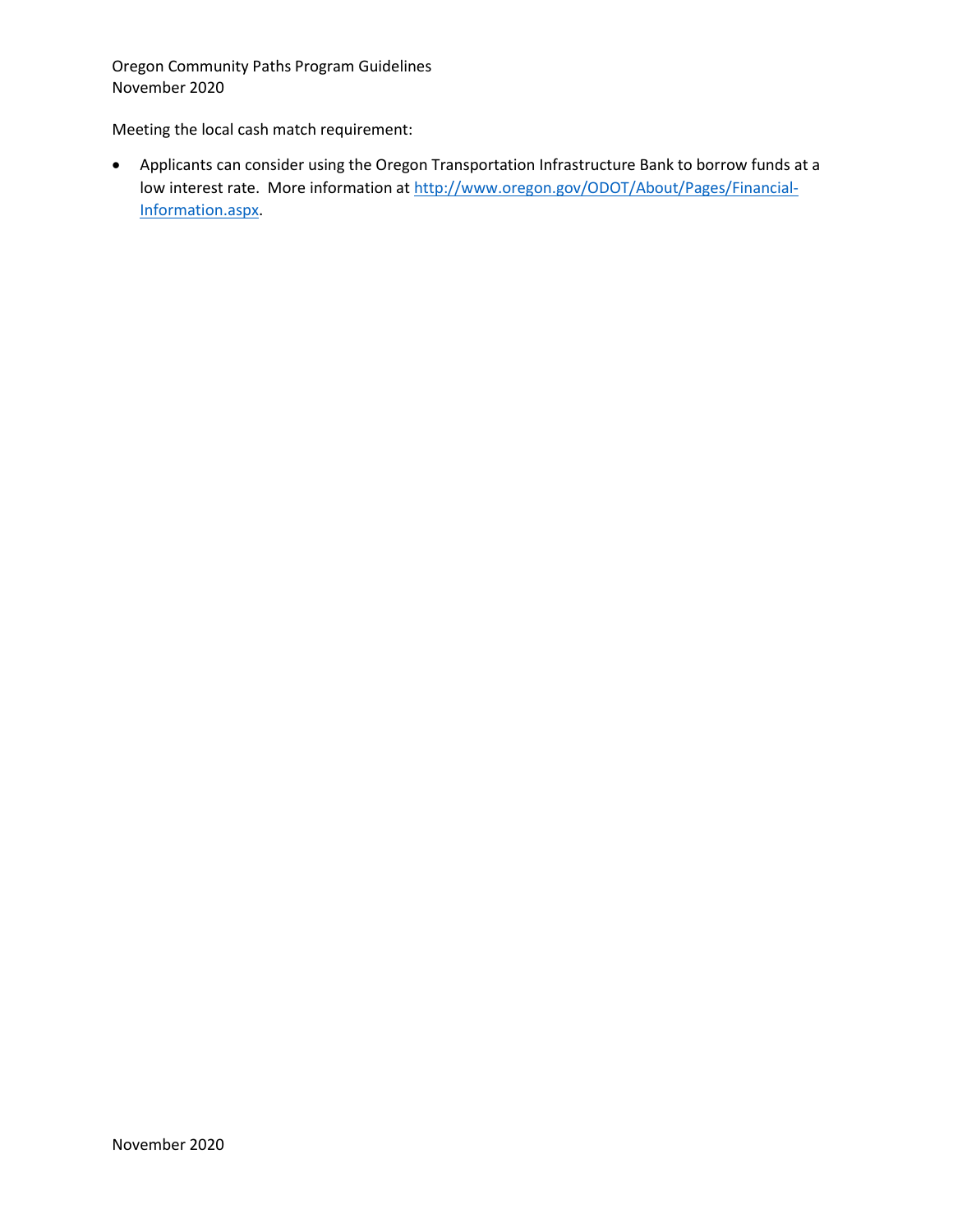Meeting the local cash match requirement:

- Applicants can consider using the Oregon Transportation Infrastructure Bank to borrow funds at a low interest rate. More information at [http://www.oregon.gov/ODOT/About/Pages/Financial-Information.aspx](http://www.oregon.gov/ODOT/About/Pages/Financial-Information.aspx).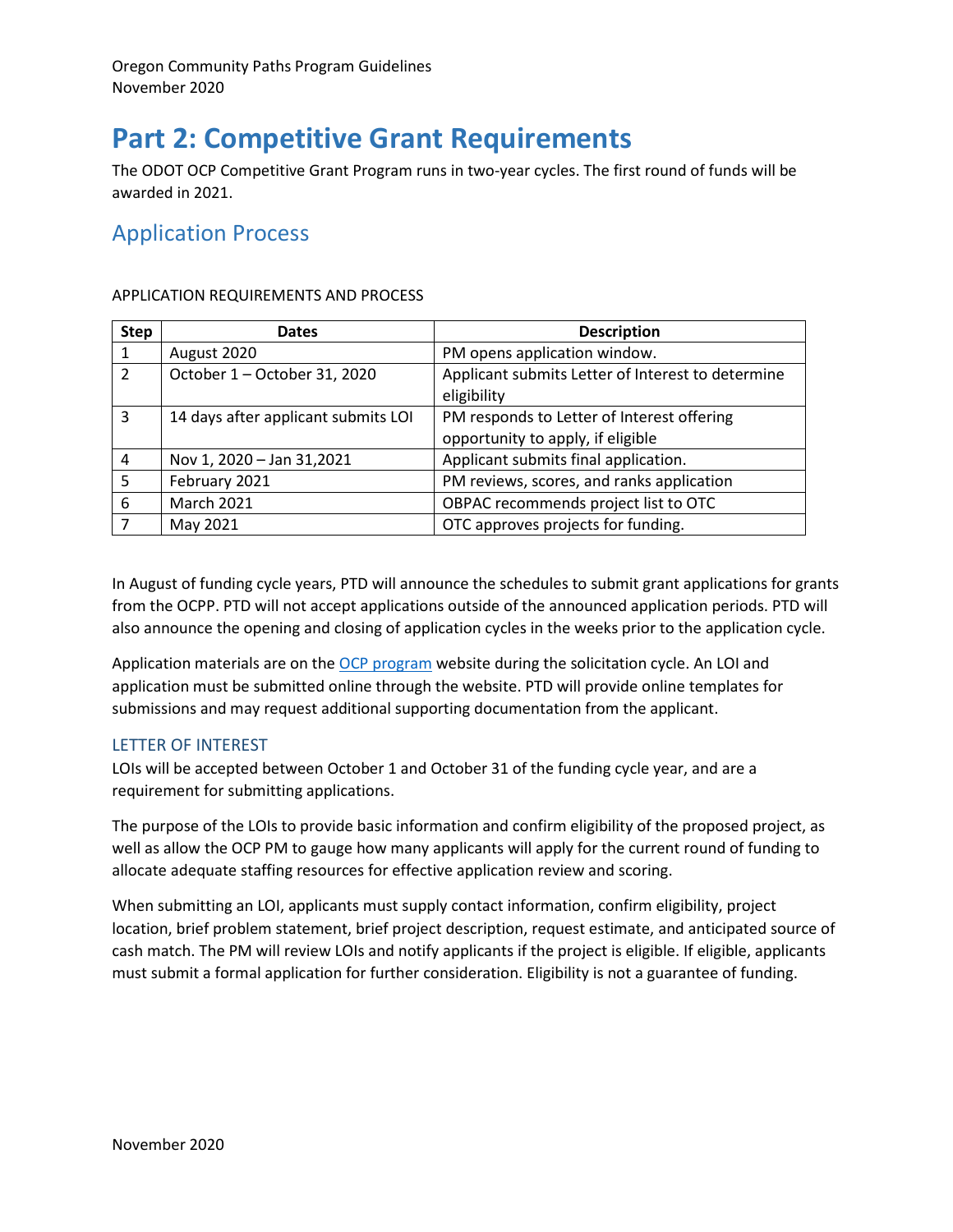# Part 2: Competitive Grant Requirements

The ODOT OCP Competitive Grant Program runs in two-year cycles. The first round of funds will be awarded in 2021.

## Application Process

APPLICATION REQUIREMENTS AND PROCESS

| Step | Dates | Description |
|---|---|---|
| 1 | August 2020 | PM opens application window. |
| 2 | October 1 – October 31, 2020 | Applicant submits Letter of Interest to determine eligibility |
| 3 | 14 days after applicant submits LOI | PM responds to Letter of Interest offering opportunity to apply, if eligible |
| 4 | Nov 1, 2020 – Jan 31,2021 | Applicant submits final application. |
| 5 | February 2021 | PM reviews, scores, and ranks application |
| 6 | March 2021 | OBPAC recommends project list to OTC |
| 7 | May 2021 | OTC approves projects for funding. |

In August of funding cycle years, PTD will announce the schedules to submit grant applications for grants from the OCPP. PTD will not accept applications outside of the announced application periods. PTD will also announce the opening and closing of application cycles in the weeks prior to the application cycle.

Application materials are on the OCP program website during the solicitation cycle. An LOI and application must be submitted online through the website. PTD will provide online templates for submissions and may request additional supporting documentation from the applicant.

### LETTER OF INTEREST

LOIs will be accepted between October 1 and October 31 of the funding cycle year, and are a requirement for submitting applications.

The purpose of the LOIs to provide basic information and confirm eligibility of the proposed project, as well as allow the OCP PM to gauge how many applicants will apply for the current round of funding to allocate adequate staffing resources for effective application review and scoring.

When submitting an LOI, applicants must supply contact information, confirm eligibility, project location, brief problem statement, brief project description, request estimate, and anticipated source of cash match. The PM will review LOIs and notify applicants if the project is eligible. If eligible, applicants must submit a formal application for further consideration. Eligibility is not a guarantee of funding.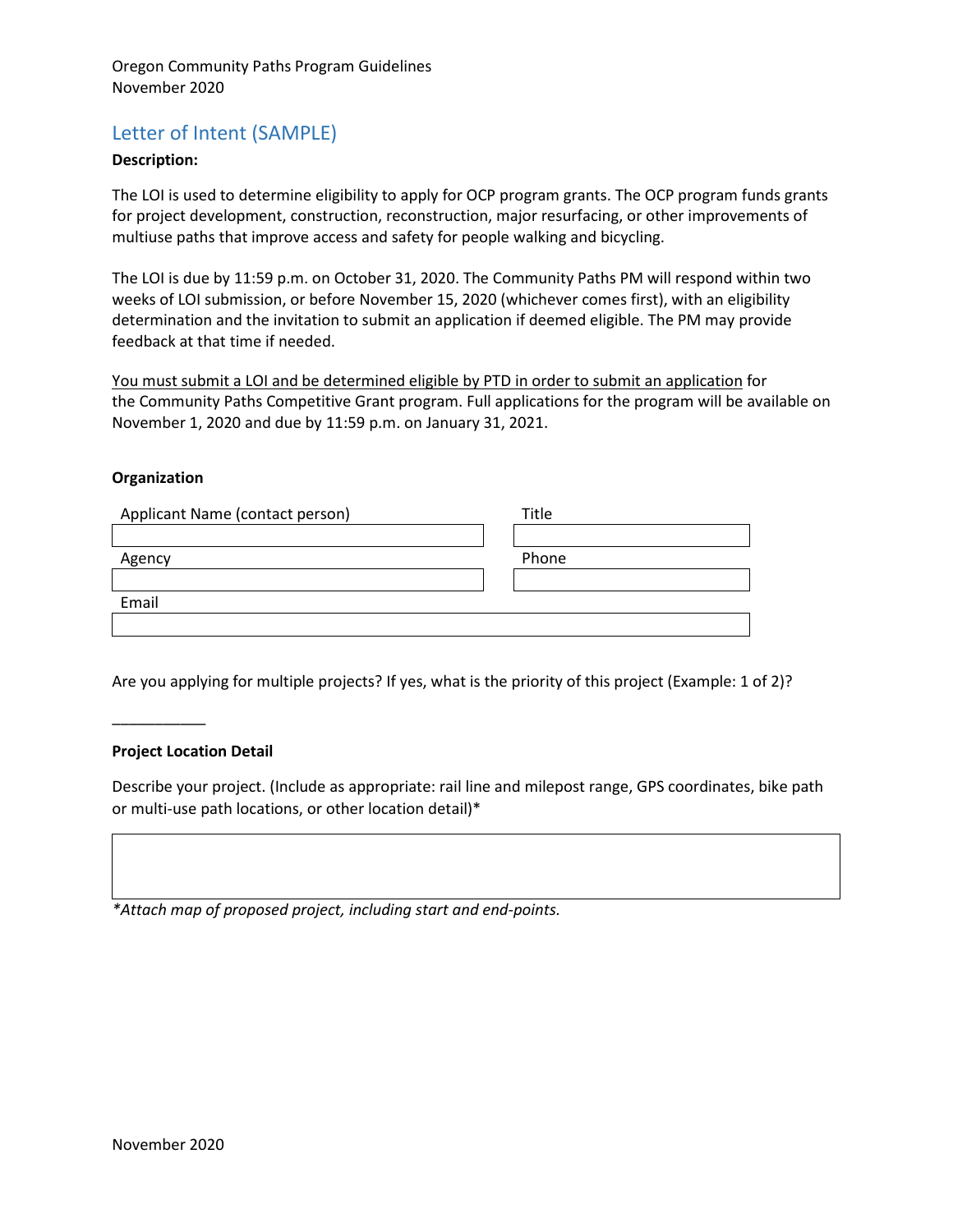## Letter of Intent (SAMPLE)

**Description:**

The LOI is used to determine eligibility to apply for OCP program grants. The OCP program funds grants for project development, construction, reconstruction, major resurfacing, or other improvements of multiuse paths that improve access and safety for people walking and bicycling.

The LOI is due by 11:59 p.m. on October 31, 2020. The Community Paths PM will respond within two weeks of LOI submission, or before November 15, 2020 (whichever comes first), with an eligibility determination and the invitation to submit an application if deemed eligible. The PM may provide feedback at that time if needed.

<u>You must submit a LOI and be determined eligible by PTD in order to submit an application</u> for the Community Paths Competitive Grant program. Full applications for the program will be available on November 1, 2020 and due by 11:59 p.m. on January 31, 2021.

**Organization**

| Applicant Name (contact person) | Title |
|---|---|
| | |
| **Agency** | **Phone** |
| | |
| **Email** | |
| | |

Are you applying for multiple projects? If yes, what is the priority of this project (Example: 1 of 2)?

___________

**Project Location Detail**

Describe your project. (Include as appropriate: rail line and milepost range, GPS coordinates, bike path or multi-use path locations, or other location detail)*

| |
|---|
| |

*\*Attach map of proposed project, including start and end-points.*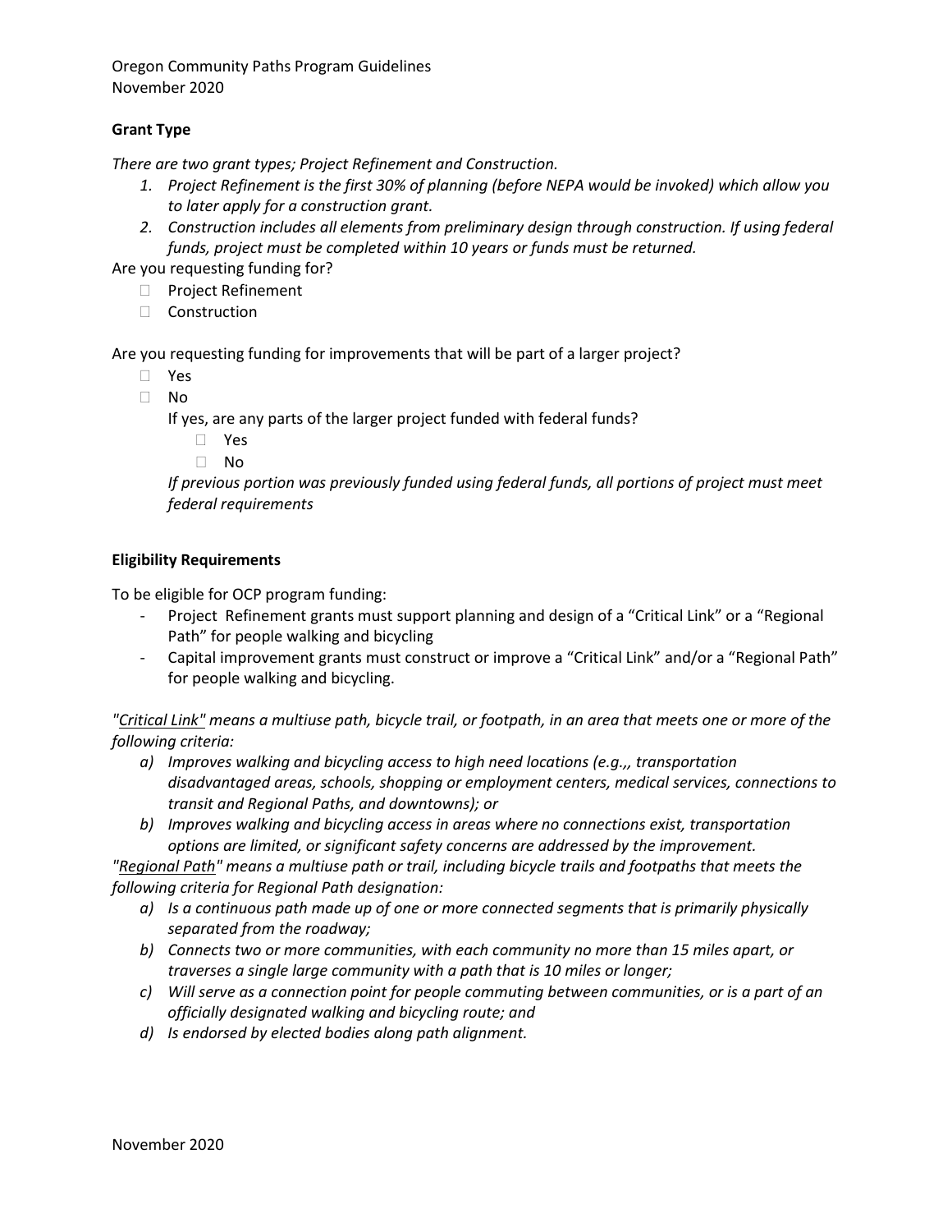**Grant Type**

*There are two grant types; Project Refinement and Construction.*

1. *Project Refinement is the first 30% of planning (before NEPA would be invoked) which allow you to later apply for a construction grant.*
2. *Construction includes all elements from preliminary design through construction. If using federal funds, project must be completed within 10 years or funds must be returned.*

Are you requesting funding for?

- ☐ Project Refinement
- ☐ Construction

Are you requesting funding for improvements that will be part of a larger project?

- ☐ Yes
- ☐ No

  If yes, are any parts of the larger project funded with federal funds?

  - ☐ Yes
  - ☐ No

  *If previous portion was previously funded using federal funds, all portions of project must meet federal requirements*

**Eligibility Requirements**

To be eligible for OCP program funding:

- Project Refinement grants must support planning and design of a "Critical Link" or a "Regional Path" for people walking and bicycling
- Capital improvement grants must construct or improve a "Critical Link" and/or a "Regional Path" for people walking and bicycling.

*"Critical Link" means a multiuse path, bicycle trail, or footpath, in an area that meets one or more of the following criteria:*

a) *Improves walking and bicycling access to high need locations (e.g.,, transportation disadvantaged areas, schools, shopping or employment centers, medical services, connections to transit and Regional Paths, and downtowns); or*
b) *Improves walking and bicycling access in areas where no connections exist, transportation options are limited, or significant safety concerns are addressed by the improvement.*

*"Regional Path" means a multiuse path or trail, including bicycle trails and footpaths that meets the following criteria for Regional Path designation:*

a) *Is a continuous path made up of one or more connected segments that is primarily physically separated from the roadway;*
b) *Connects two or more communities, with each community no more than 15 miles apart, or traverses a single large community with a path that is 10 miles or longer;*
c) *Will serve as a connection point for people commuting between communities, or is a part of an officially designated walking and bicycling route; and*
d) *Is endorsed by elected bodies along path alignment.*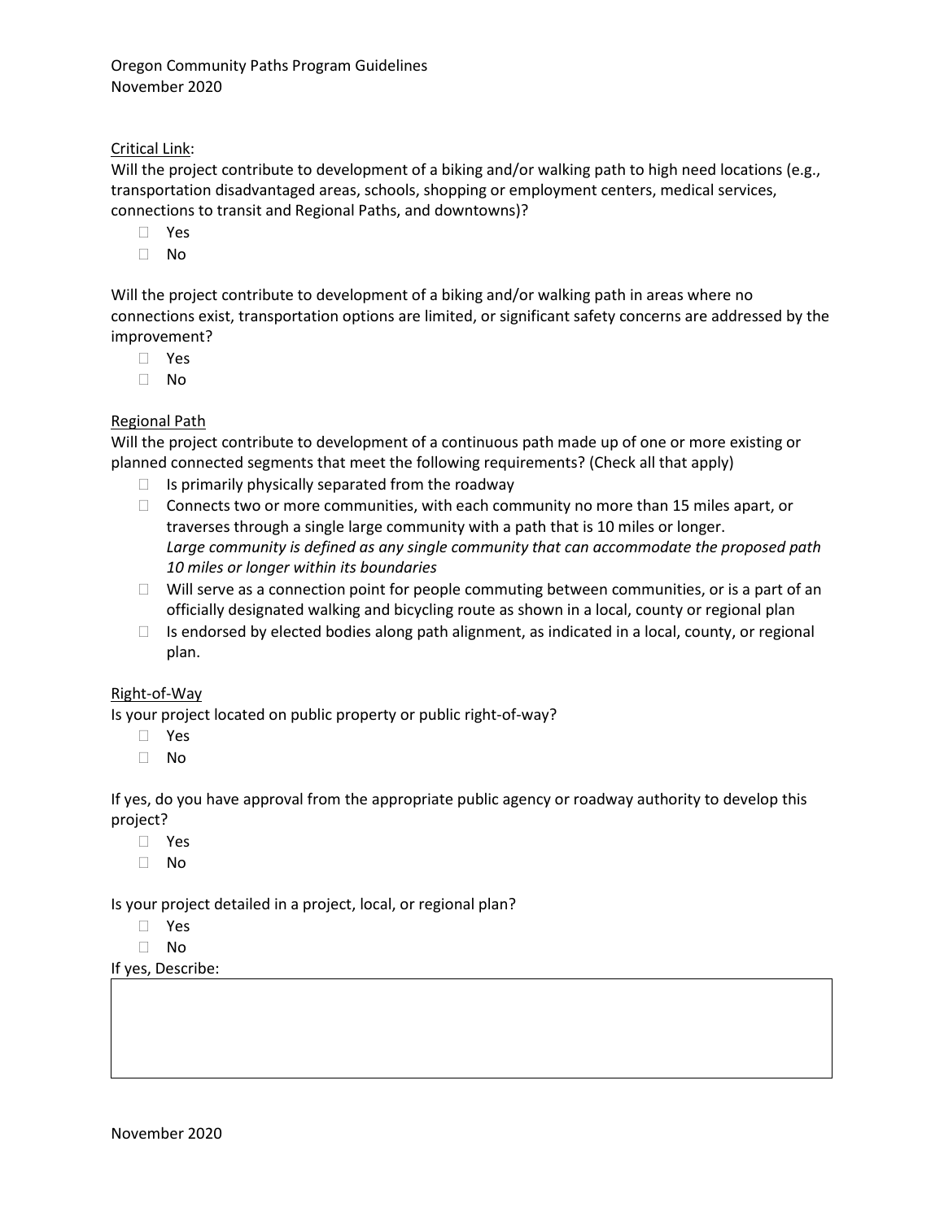Critical Link:

Will the project contribute to development of a biking and/or walking path to high need locations (e.g., transportation disadvantaged areas, schools, shopping or employment centers, medical services, connections to transit and Regional Paths, and downtowns)?

- ☐ Yes
- ☐ No

Will the project contribute to development of a biking and/or walking path in areas where no connections exist, transportation options are limited, or significant safety concerns are addressed by the improvement?

- ☐ Yes
- ☐ No

Regional Path

Will the project contribute to development of a continuous path made up of one or more existing or planned connected segments that meet the following requirements? (Check all that apply)

- ☐ Is primarily physically separated from the roadway
- ☐ Connects two or more communities, with each community no more than 15 miles apart, or traverses through a single large community with a path that is 10 miles or longer.
  *Large community is defined as any single community that can accommodate the proposed path 10 miles or longer within its boundaries*
- ☐ Will serve as a connection point for people commuting between communities, or is a part of an officially designated walking and bicycling route as shown in a local, county or regional plan
- ☐ Is endorsed by elected bodies along path alignment, as indicated in a local, county, or regional plan.

Right-of-Way

Is your project located on public property or public right-of-way?

- ☐ Yes
- ☐ No

If yes, do you have approval from the appropriate public agency or roadway authority to develop this project?

- ☐ Yes
- ☐ No

Is your project detailed in a project, local, or regional plan?

- ☐ Yes
- ☐ No

If yes, Describe:

|  |
|---|
|  |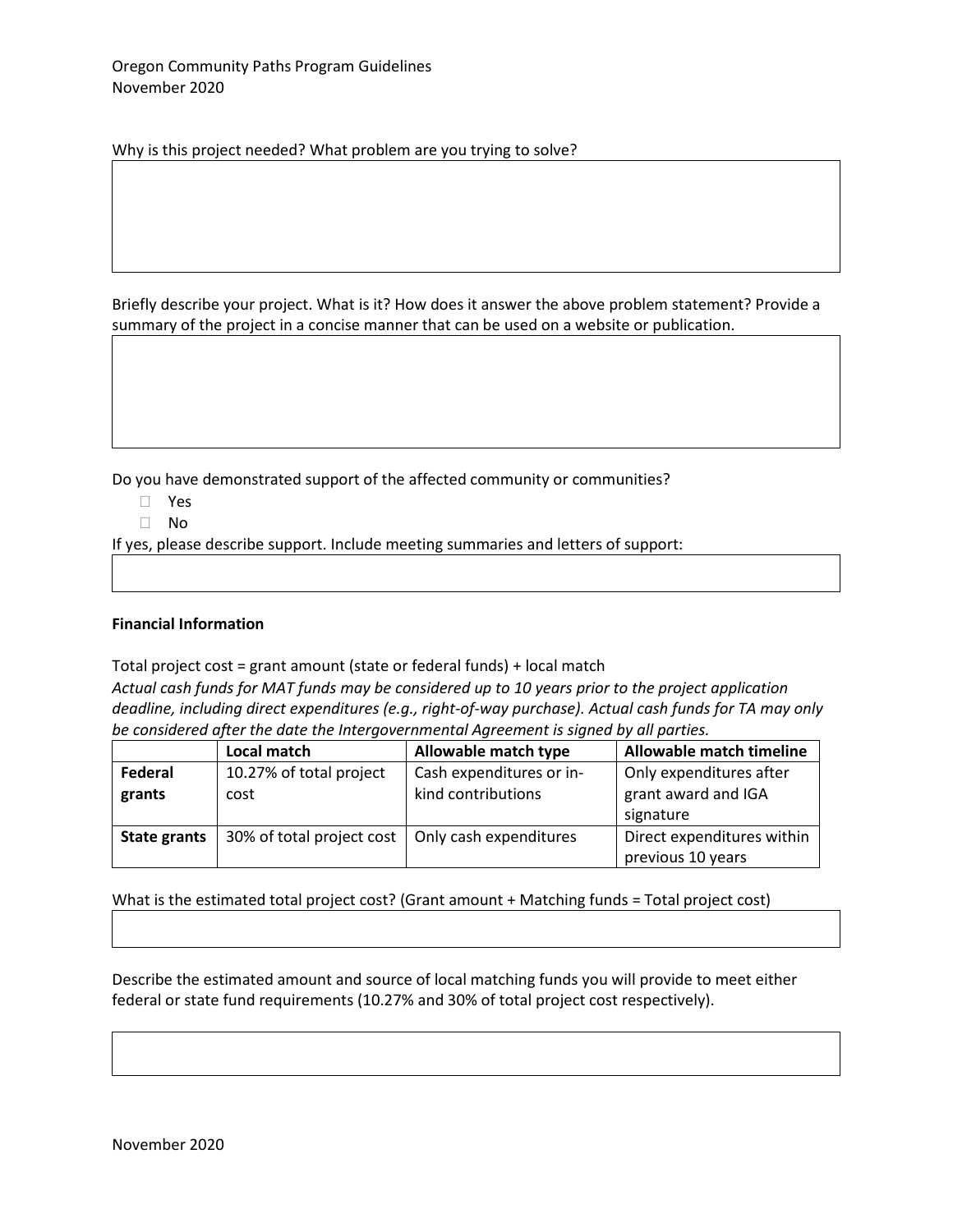Why is this project needed? What problem are you trying to solve?

Briefly describe your project. What is it? How does it answer the above problem statement? Provide a summary of the project in a concise manner that can be used on a website or publication.

Do you have demonstrated support of the affected community or communities?

- ☐ Yes
- ☐ No

If yes, please describe support. Include meeting summaries and letters of support:

**Financial Information**

Total project cost = grant amount (state or federal funds) + local match

*Actual cash funds for MAT funds may be considered up to 10 years prior to the project application deadline, including direct expenditures (e.g., right-of-way purchase). Actual cash funds for TA may only be considered after the date the Intergovernmental Agreement is signed by all parties.*

| | Local match | Allowable match type | Allowable match timeline |
|---|---|---|---|
| **Federal grants** | 10.27% of total project cost | Cash expenditures or in-kind contributions | Only expenditures after grant award and IGA signature |
| **State grants** | 30% of total project cost | Only cash expenditures | Direct expenditures within previous 10 years |

What is the estimated total project cost? (Grant amount + Matching funds = Total project cost)

Describe the estimated amount and source of local matching funds you will provide to meet either federal or state fund requirements (10.27% and 30% of total project cost respectively).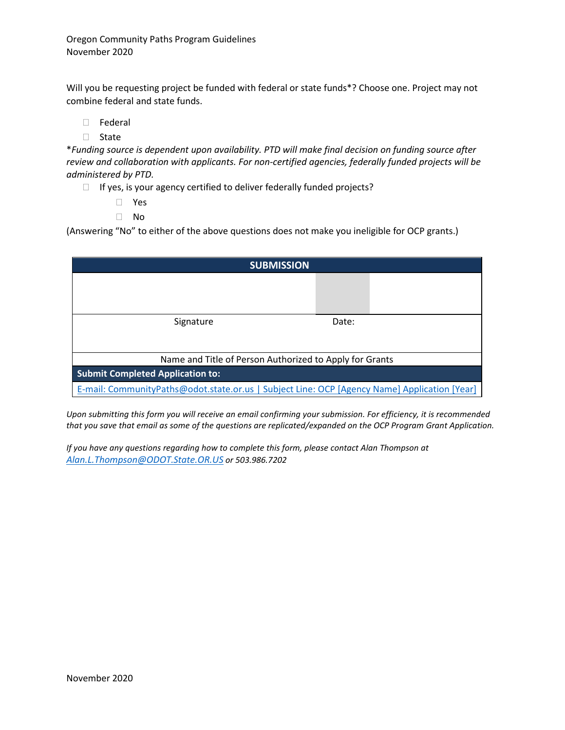Will you be requesting project be funded with federal or state funds*? Choose one. Project may not combine federal and state funds.

- ☐ Federal
- ☐ State

**Funding source is dependent upon availability. PTD will make final decision on funding source after review and collaboration with applicants. For non-certified agencies, federally funded projects will be administered by PTD.*

- ☐ If yes, is your agency certified to deliver federally funded projects?
  - ☐ Yes
  - ☐ No

(Answering "No" to either of the above questions does not make you ineligible for OCP grants.)

| SUBMISSION | |
|---|---|
| | |
| Signature | Date: |
| | |
| Name and Title of Person Authorized to Apply for Grants | |
| **Submit Completed Application to:** | |
| E-mail: CommunityPaths@odot.state.or.us \| Subject Line: OCP [Agency Name] Application [Year] | |

*Upon submitting this form you will receive an email confirming your submission. For efficiency, it is recommended that you save that email as some of the questions are replicated/expanded on the OCP Program Grant Application.*

*If you have any questions regarding how to complete this form, please contact Alan Thompson at Alan.L.Thompson@ODOT.State.OR.US or 503.986.7202*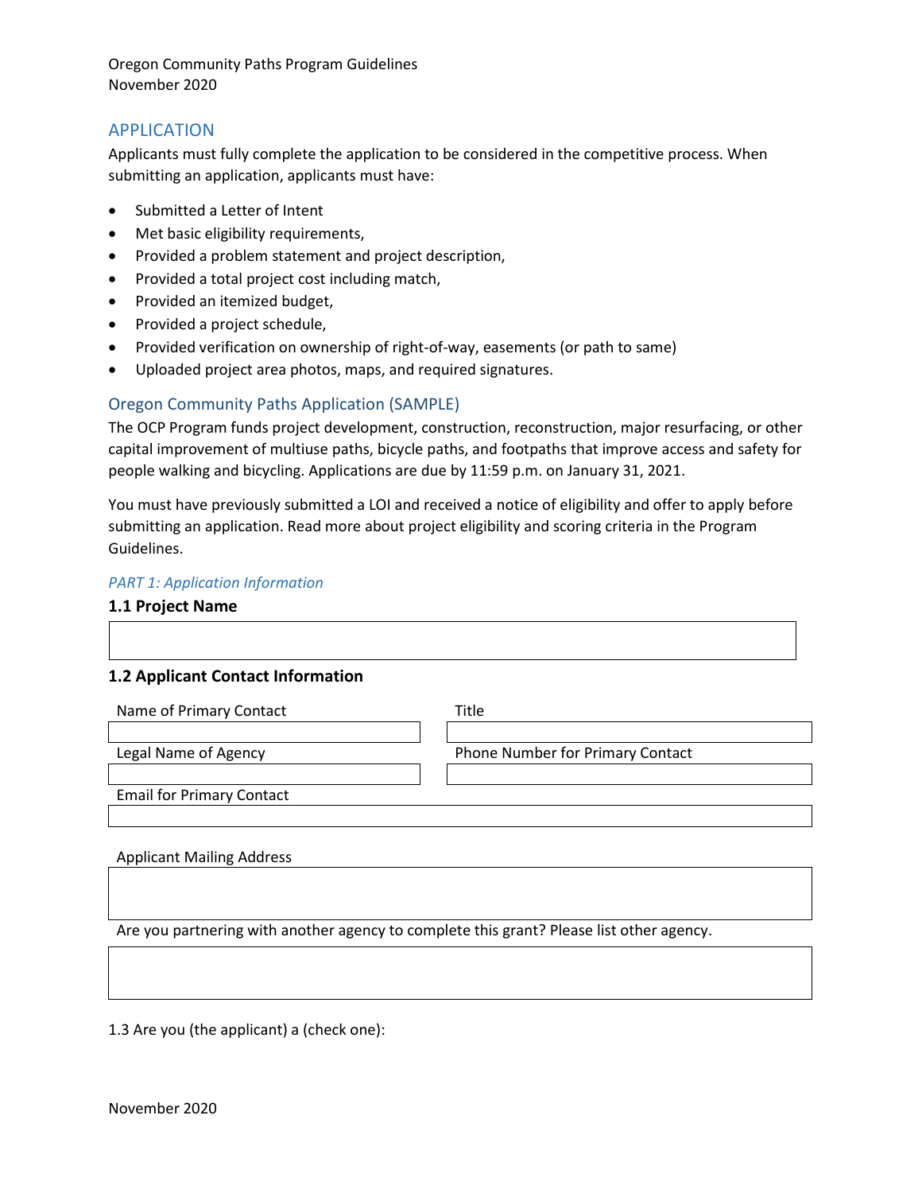## APPLICATION

Applicants must fully complete the application to be considered in the competitive process. When submitting an application, applicants must have:

- Submitted a Letter of Intent
- Met basic eligibility requirements,
- Provided a problem statement and project description,
- Provided a total project cost including match,
- Provided an itemized budget,
- Provided a project schedule,
- Provided verification on ownership of right-of-way, easements (or path to same)
- Uploaded project area photos, maps, and required signatures.

### Oregon Community Paths Application (SAMPLE)

The OCP Program funds project development, construction, reconstruction, major resurfacing, or other capital improvement of multiuse paths, bicycle paths, and footpaths that improve access and safety for people walking and bicycling. Applications are due by 11:59 p.m. on January 31, 2021.

You must have previously submitted a LOI and received a notice of eligibility and offer to apply before submitting an application. Read more about project eligibility and scoring criteria in the Program Guidelines.

*PART 1: Application Information*

**1.1 Project Name**

**1.2 Applicant Contact Information**

| Name of Primary Contact | Title |
|---|---|
| | |
| **Legal Name of Agency** | **Phone Number for Primary Contact** |
| | |

Email for Primary Contact

Applicant Mailing Address

Are you partnering with another agency to complete this grant? Please list other agency.

1.3 Are you (the applicant) a (check one):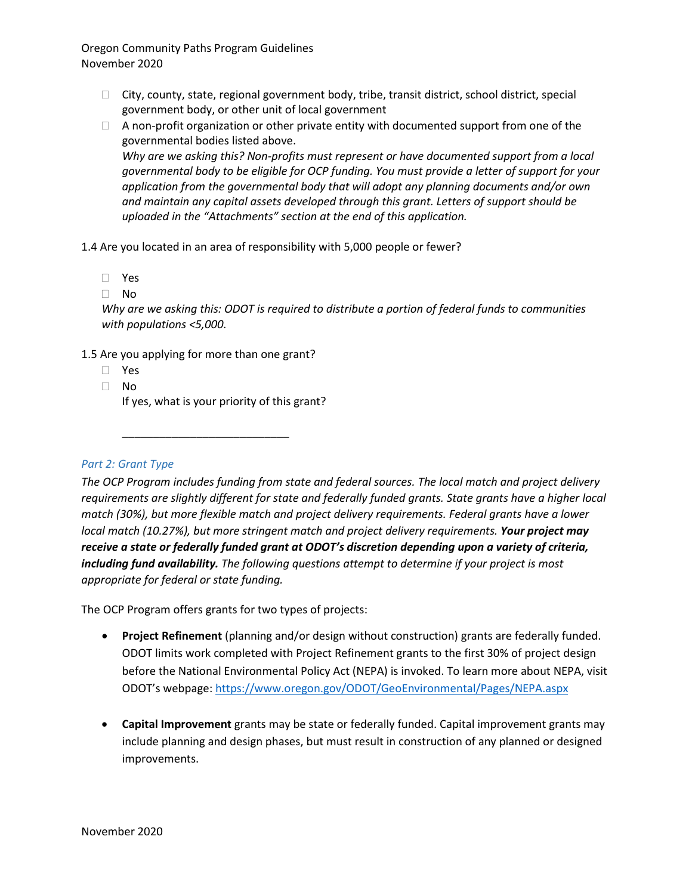- ☐ City, county, state, regional government body, tribe, transit district, school district, special government body, or other unit of local government
- ☐ A non-profit organization or other private entity with documented support from one of the governmental bodies listed above.

  *Why are we asking this? Non-profits must represent or have documented support from a local governmental body to be eligible for OCP funding. You must provide a letter of support for your application from the governmental body that will adopt any planning documents and/or own and maintain any capital assets developed through this grant. Letters of support should be uploaded in the "Attachments" section at the end of this application.*

1.4 Are you located in an area of responsibility with 5,000 people or fewer?

- ☐ Yes
- ☐ No

*Why are we asking this: ODOT is required to distribute a portion of federal funds to communities with populations <5,000.*

1.5 Are you applying for more than one grant?

- ☐ Yes
- ☐ No

  If yes, what is your priority of this grant?

  ___________________________

### *Part 2: Grant Type*

*The OCP Program includes funding from state and federal sources. The local match and project delivery requirements are slightly different for state and federally funded grants. State grants have a higher local match (30%), but more flexible match and project delivery requirements. Federal grants have a lower local match (10.27%), but more stringent match and project delivery requirements.* ***Your project may receive a state or federally funded grant at ODOT's discretion depending upon a variety of criteria, including fund availability.*** *The following questions attempt to determine if your project is most appropriate for federal or state funding.*

The OCP Program offers grants for two types of projects:

- **Project Refinement** (planning and/or design without construction) grants are federally funded. ODOT limits work completed with Project Refinement grants to the first 30% of project design before the National Environmental Policy Act (NEPA) is invoked. To learn more about NEPA, visit ODOT's webpage: https://www.oregon.gov/ODOT/GeoEnvironmental/Pages/NEPA.aspx

- **Capital Improvement** grants may be state or federally funded. Capital improvement grants may include planning and design phases, but must result in construction of any planned or designed improvements.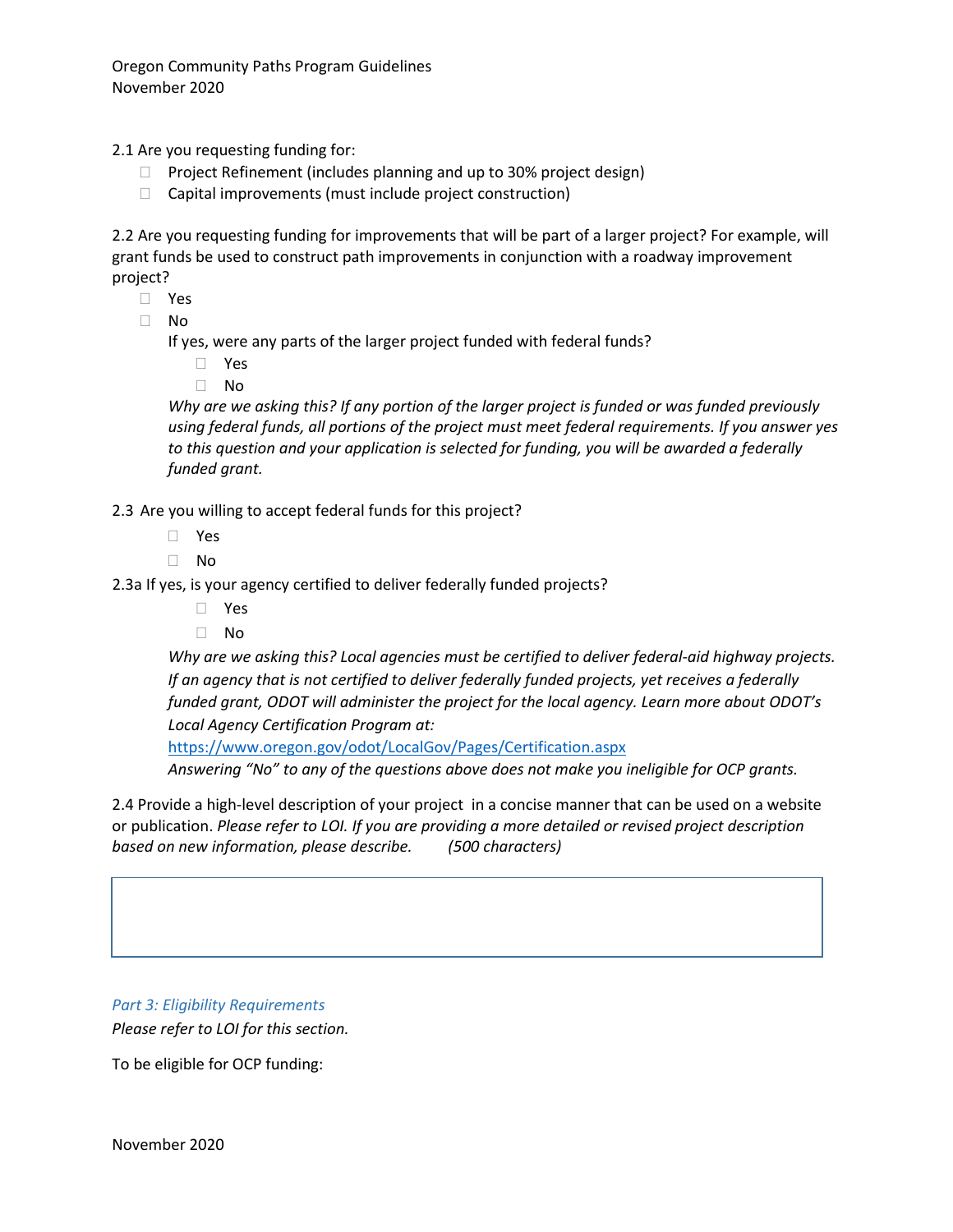2.1 Are you requesting funding for:

- ☐ Project Refinement (includes planning and up to 30% project design)
- ☐ Capital improvements (must include project construction)

2.2 Are you requesting funding for improvements that will be part of a larger project? For example, will grant funds be used to construct path improvements in conjunction with a roadway improvement project?

- ☐ Yes
- ☐ No

  If yes, were any parts of the larger project funded with federal funds?

  - ☐ Yes
  - ☐ No

  *Why are we asking this? If any portion of the larger project is funded or was funded previously using federal funds, all portions of the project must meet federal requirements. If you answer yes to this question and your application is selected for funding, you will be awarded a federally funded grant.*

2.3 Are you willing to accept federal funds for this project?

- ☐ Yes
- ☐ No

2.3a If yes, is your agency certified to deliver federally funded projects?

- ☐ Yes
- ☐ No

  *Why are we asking this? Local agencies must be certified to deliver federal-aid highway projects. If an agency that is not certified to deliver federally funded projects, yet receives a federally funded grant, ODOT will administer the project for the local agency. Learn more about ODOT's Local Agency Certification Program at:*

  https://www.oregon.gov/odot/LocalGov/Pages/Certification.aspx

  *Answering "No" to any of the questions above does not make you ineligible for OCP grants.*

2.4 Provide a high-level description of your project in a concise manner that can be used on a website or publication. *Please refer to LOI. If you are providing a more detailed or revised project description based on new information, please describe. (500 characters)*

*Part 3: Eligibility Requirements*

*Please refer to LOI for this section.*

To be eligible for OCP funding: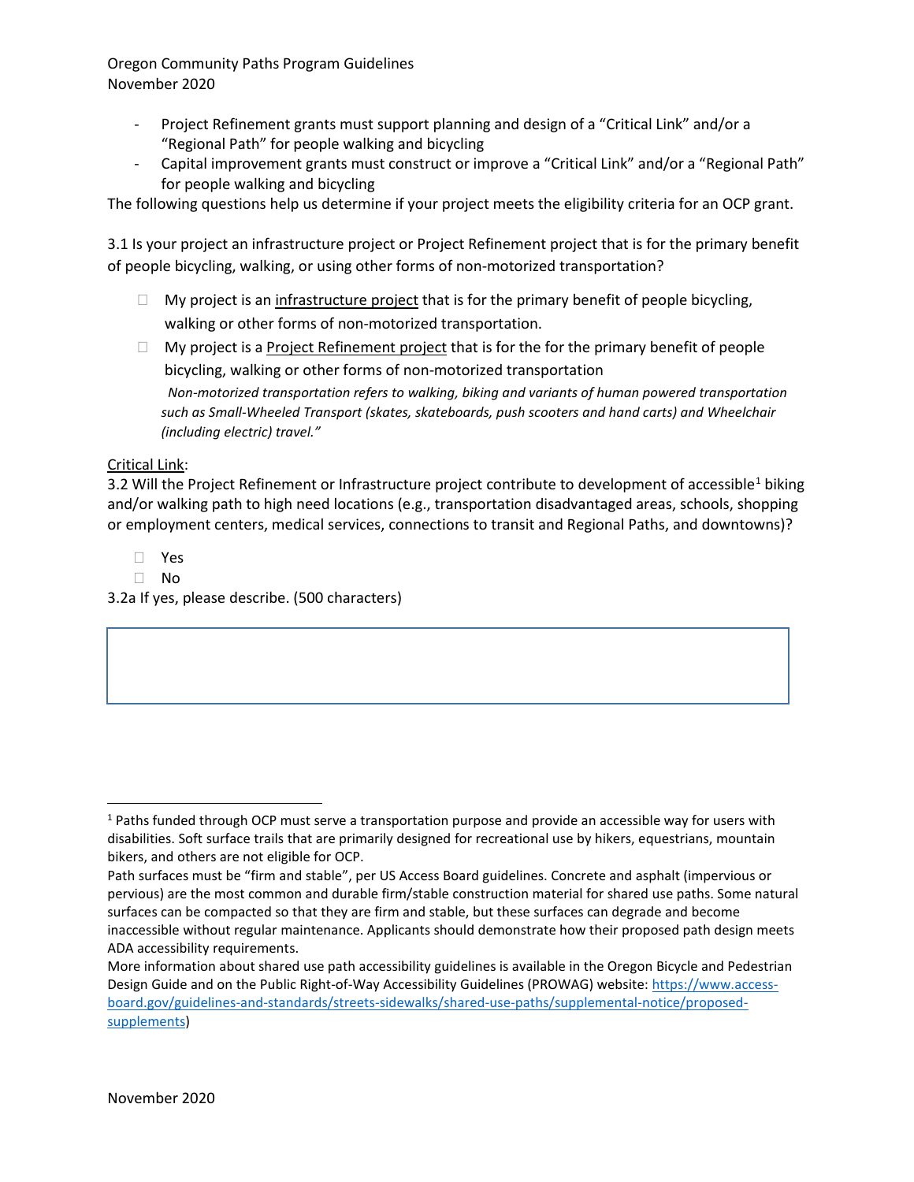- Project Refinement grants must support planning and design of a "Critical Link" and/or a "Regional Path" for people walking and bicycling
- Capital improvement grants must construct or improve a "Critical Link" and/or a "Regional Path" for people walking and bicycling

The following questions help us determine if your project meets the eligibility criteria for an OCP grant.

3.1 Is your project an infrastructure project or Project Refinement project that is for the primary benefit of people bicycling, walking, or using other forms of non-motorized transportation?

- ☐ My project is an infrastructure project that is for the primary benefit of people bicycling, walking or other forms of non-motorized transportation.
- ☐ My project is a Project Refinement project that is for the for the primary benefit of people bicycling, walking or other forms of non-motorized transportation

  *Non-motorized transportation refers to walking, biking and variants of human powered transportation such as Small-Wheeled Transport (skates, skateboards, push scooters and hand carts) and Wheelchair (including electric) travel."*

Critical Link:

3.2 Will the Project Refinement or Infrastructure project contribute to development of accessible[1] biking and/or walking path to high need locations (e.g., transportation disadvantaged areas, schools, shopping or employment centers, medical services, connections to transit and Regional Paths, and downtowns)?

- ☐ Yes
- ☐ No

3.2a If yes, please describe. (500 characters)

| |
|---|
| |

[1] Paths funded through OCP must serve a transportation purpose and provide an accessible way for users with disabilities. Soft surface trails that are primarily designed for recreational use by hikers, equestrians, mountain bikers, and others are not eligible for OCP.

Path surfaces must be "firm and stable", per US Access Board guidelines. Concrete and asphalt (impervious or pervious) are the most common and durable firm/stable construction material for shared use paths. Some natural surfaces can be compacted so that they are firm and stable, but these surfaces can degrade and become inaccessible without regular maintenance. Applicants should demonstrate how their proposed path design meets ADA accessibility requirements.

More information about shared use path accessibility guidelines is available in the Oregon Bicycle and Pedestrian Design Guide and on the Public Right-of-Way Accessibility Guidelines (PROWAG) website: https://www.access-board.gov/guidelines-and-standards/streets-sidewalks/shared-use-paths/supplemental-notice/proposed-supplements)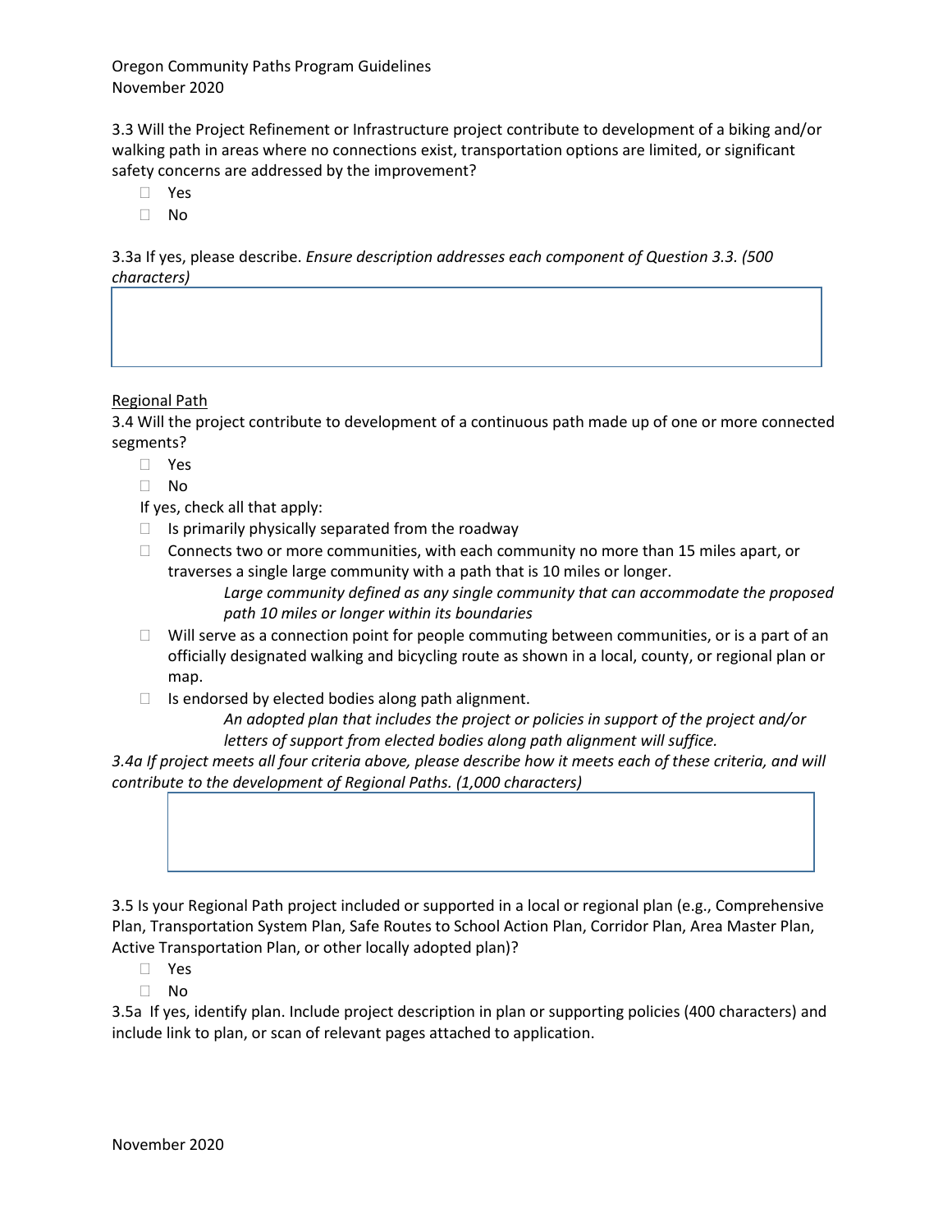3.3 Will the Project Refinement or Infrastructure project contribute to development of a biking and/or walking path in areas where no connections exist, transportation options are limited, or significant safety concerns are addressed by the improvement?

- ☐ Yes
- ☐ No

3.3a If yes, please describe. *Ensure description addresses each component of Question 3.3. (500 characters)*

<u>Regional Path</u>

3.4 Will the project contribute to development of a continuous path made up of one or more connected segments?

- ☐ Yes
- ☐ No

If yes, check all that apply:

- ☐ Is primarily physically separated from the roadway
- ☐ Connects two or more communities, with each community no more than 15 miles apart, or traverses a single large community with a path that is 10 miles or longer.
  - *Large community defined as any single community that can accommodate the proposed path 10 miles or longer within its boundaries*
- ☐ Will serve as a connection point for people commuting between communities, or is a part of an officially designated walking and bicycling route as shown in a local, county, or regional plan or map.
- ☐ Is endorsed by elected bodies along path alignment.
  - *An adopted plan that includes the project or policies in support of the project and/or letters of support from elected bodies along path alignment will suffice.*

*3.4a If project meets all four criteria above, please describe how it meets each of these criteria, and will contribute to the development of Regional Paths. (1,000 characters)*

3.5 Is your Regional Path project included or supported in a local or regional plan (e.g., Comprehensive Plan, Transportation System Plan, Safe Routes to School Action Plan, Corridor Plan, Area Master Plan, Active Transportation Plan, or other locally adopted plan)?

- ☐ Yes
- ☐ No

3.5a If yes, identify plan. Include project description in plan or supporting policies (400 characters) and include link to plan, or scan of relevant pages attached to application.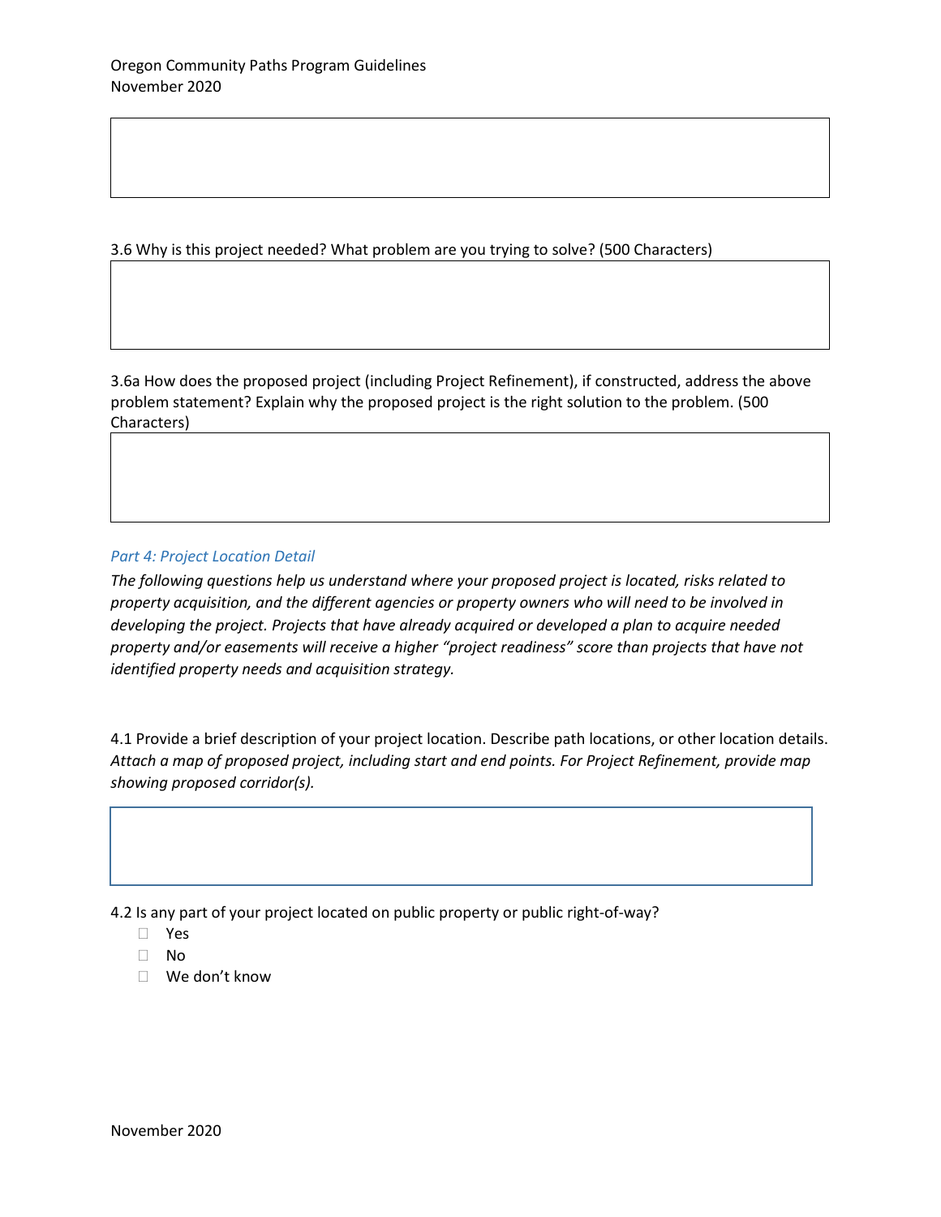3.6 Why is this project needed? What problem are you trying to solve? (500 Characters)

3.6a How does the proposed project (including Project Refinement), if constructed, address the above problem statement? Explain why the proposed project is the right solution to the problem. (500 Characters)

### *Part 4: Project Location Detail*

*The following questions help us understand where your proposed project is located, risks related to property acquisition, and the different agencies or property owners who will need to be involved in developing the project. Projects that have already acquired or developed a plan to acquire needed property and/or easements will receive a higher "project readiness" score than projects that have not identified property needs and acquisition strategy.*

4.1 Provide a brief description of your project location. Describe path locations, or other location details. *Attach a map of proposed project, including start and end points. For Project Refinement, provide map showing proposed corridor(s).*

4.2 Is any part of your project located on public property or public right-of-way?

- ☐ Yes
- ☐ No
- ☐ We don't know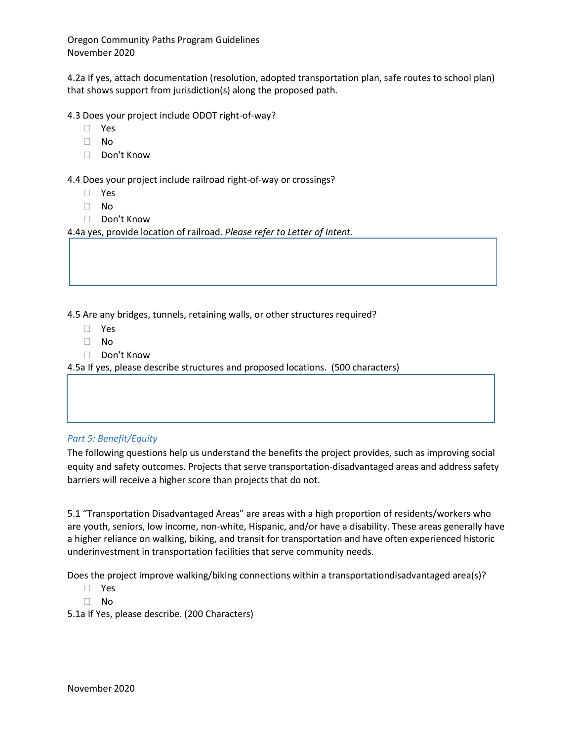4.2a If yes, attach documentation (resolution, adopted transportation plan, safe routes to school plan) that shows support from jurisdiction(s) along the proposed path.

4.3 Does your project include ODOT right-of-way?

- ☐ Yes
- ☐ No
- ☐ Don't Know

4.4 Does your project include railroad right-of-way or crossings?

- ☐ Yes
- ☐ No
- ☐ Don't Know

4.4a yes, provide location of railroad. *Please refer to Letter of Intent.*

4.5 Are any bridges, tunnels, retaining walls, or other structures required?

- ☐ Yes
- ☐ No
- ☐ Don't Know

4.5a If yes, please describe structures and proposed locations. (500 characters)

### *Part 5: Benefit/Equity*

The following questions help us understand the benefits the project provides, such as improving social equity and safety outcomes. Projects that serve transportation-disadvantaged areas and address safety barriers will receive a higher score than projects that do not.

5.1 "Transportation Disadvantaged Areas" are areas with a high proportion of residents/workers who are youth, seniors, low income, non-white, Hispanic, and/or have a disability. These areas generally have a higher reliance on walking, biking, and transit for transportation and have often experienced historic underinvestment in transportation facilities that serve community needs.

Does the project improve walking/biking connections within a transportationdisadvantaged area(s)?

- ☐ Yes
- ☐ No

5.1a If Yes, please describe. (200 Characters)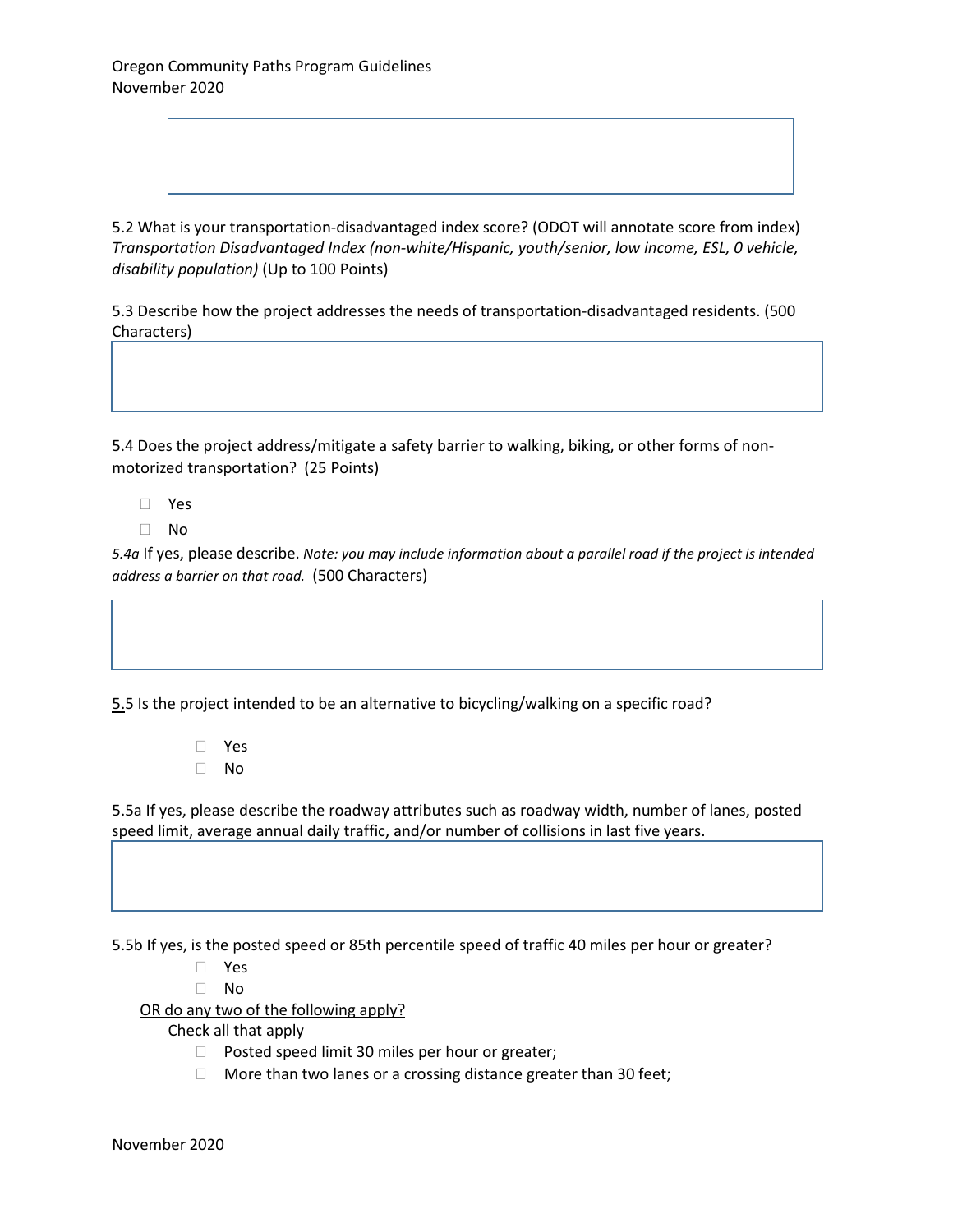5.2 What is your transportation-disadvantaged index score? (ODOT will annotate score from index) *Transportation Disadvantaged Index (non-white/Hispanic, youth/senior, low income, ESL, 0 vehicle, disability population)* (Up to 100 Points)

5.3 Describe how the project addresses the needs of transportation-disadvantaged residents. (500 Characters)

5.4 Does the project address/mitigate a safety barrier to walking, biking, or other forms of non-motorized transportation? (25 Points)

- ☐ Yes
- ☐ No

*5.4a* If yes, please describe. *Note: you may include information about a parallel road if the project is intended address a barrier on that road.* (500 Characters)

5.5 Is the project intended to be an alternative to bicycling/walking on a specific road?

- ☐ Yes
- ☐ No

5.5a If yes, please describe the roadway attributes such as roadway width, number of lanes, posted speed limit, average annual daily traffic, and/or number of collisions in last five years.

5.5b If yes, is the posted speed or 85th percentile speed of traffic 40 miles per hour or greater?

- ☐ Yes
- ☐ No

OR do any two of the following apply?

Check all that apply

- ☐ Posted speed limit 30 miles per hour or greater;
- ☐ More than two lanes or a crossing distance greater than 30 feet;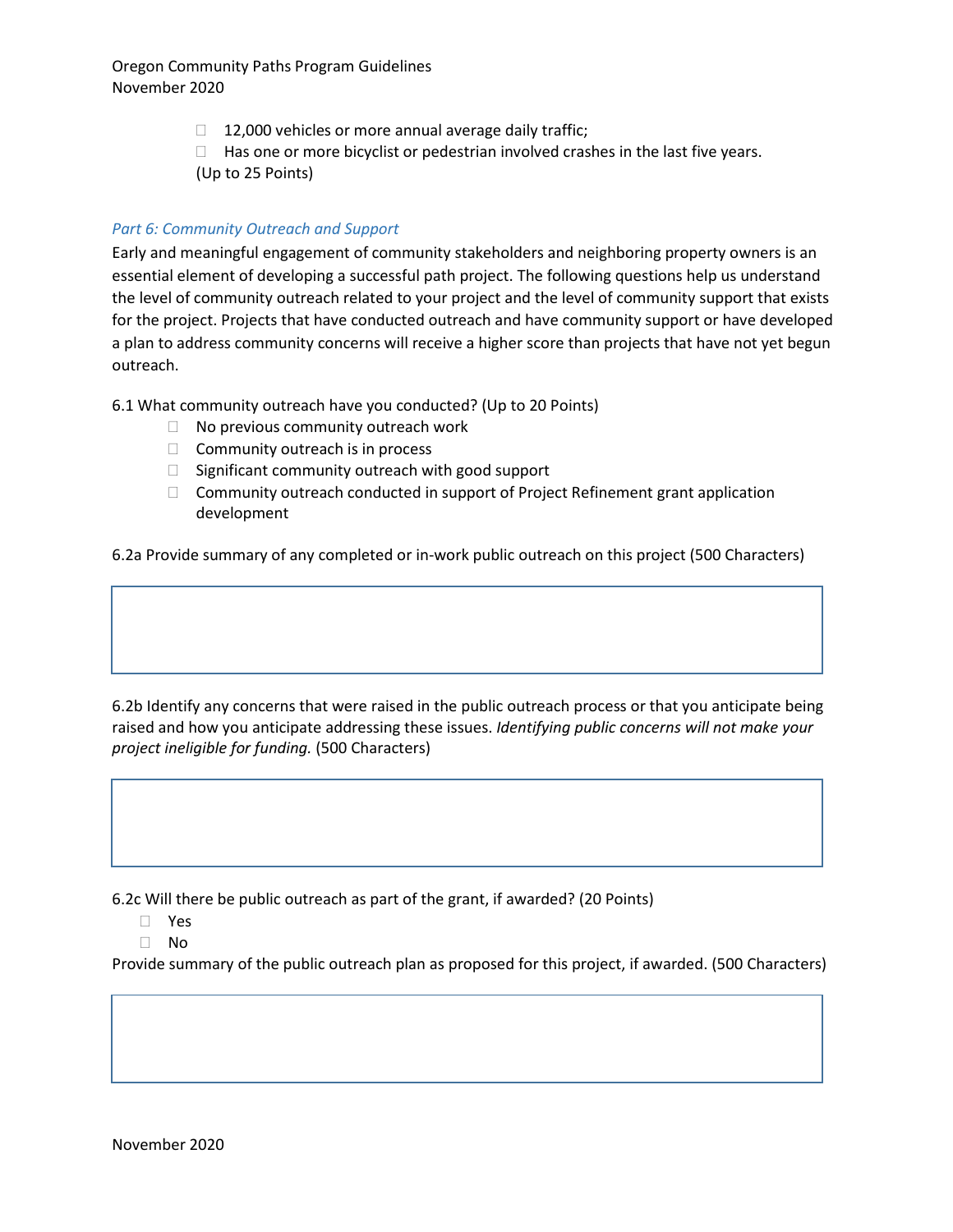- ☐ 12,000 vehicles or more annual average daily traffic;
- ☐ Has one or more bicyclist or pedestrian involved crashes in the last five years.

(Up to 25 Points)

### *Part 6: Community Outreach and Support*

Early and meaningful engagement of community stakeholders and neighboring property owners is an essential element of developing a successful path project. The following questions help us understand the level of community outreach related to your project and the level of community support that exists for the project. Projects that have conducted outreach and have community support or have developed a plan to address community concerns will receive a higher score than projects that have not yet begun outreach.

6.1 What community outreach have you conducted? (Up to 20 Points)

- ☐ No previous community outreach work
- ☐ Community outreach is in process
- ☐ Significant community outreach with good support
- ☐ Community outreach conducted in support of Project Refinement grant application development

6.2a Provide summary of any completed or in-work public outreach on this project (500 Characters)

6.2b Identify any concerns that were raised in the public outreach process or that you anticipate being raised and how you anticipate addressing these issues. *Identifying public concerns will not make your project ineligible for funding.* (500 Characters)

6.2c Will there be public outreach as part of the grant, if awarded? (20 Points)

- ☐ Yes
- ☐ No

Provide summary of the public outreach plan as proposed for this project, if awarded. (500 Characters)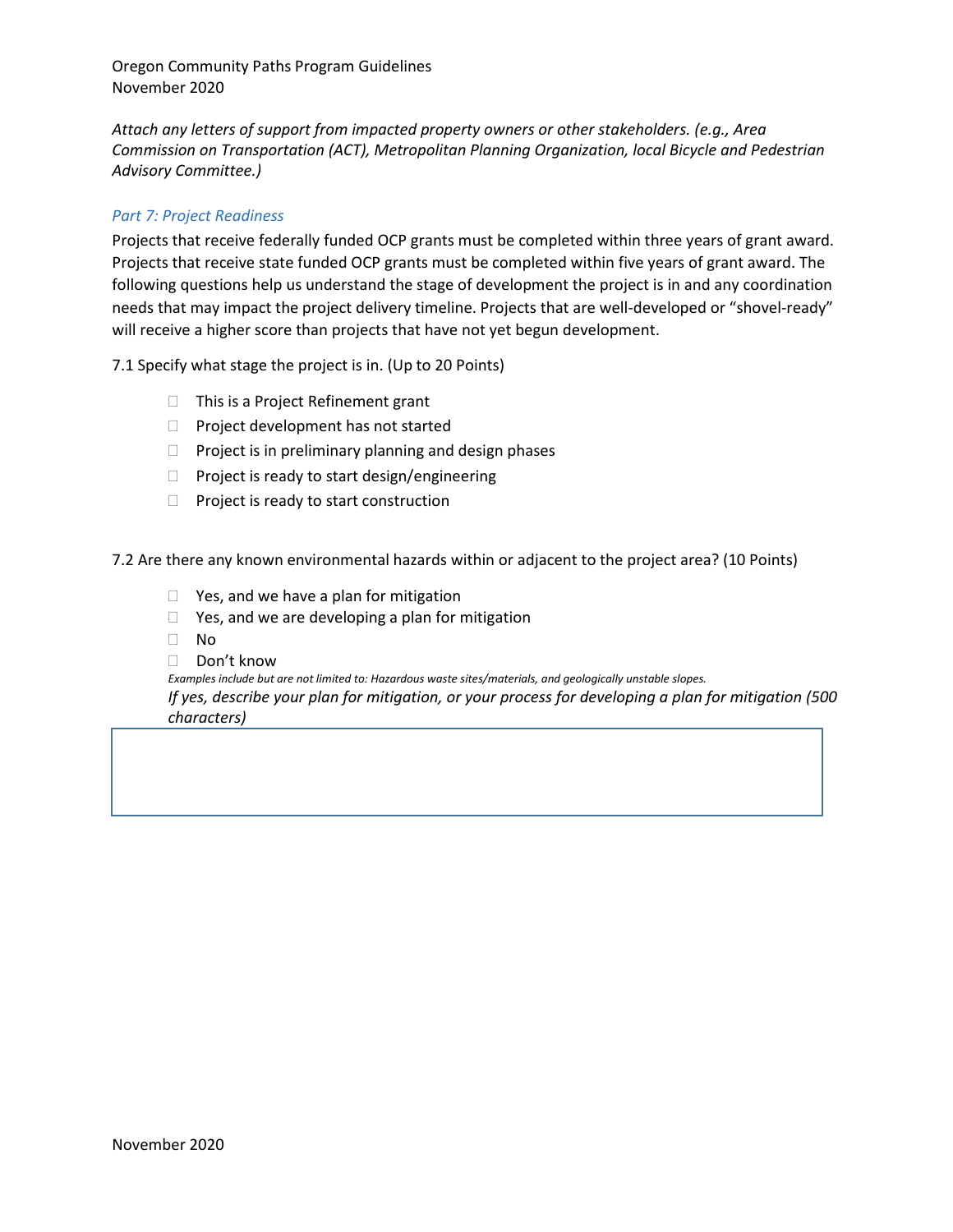*Attach any letters of support from impacted property owners or other stakeholders. (e.g., Area Commission on Transportation (ACT), Metropolitan Planning Organization, local Bicycle and Pedestrian Advisory Committee.)*

### *Part 7: Project Readiness*

Projects that receive federally funded OCP grants must be completed within three years of grant award. Projects that receive state funded OCP grants must be completed within five years of grant award. The following questions help us understand the stage of development the project is in and any coordination needs that may impact the project delivery timeline. Projects that are well-developed or "shovel-ready" will receive a higher score than projects that have not yet begun development.

7.1 Specify what stage the project is in. (Up to 20 Points)

- ☐ This is a Project Refinement grant
- ☐ Project development has not started
- ☐ Project is in preliminary planning and design phases
- ☐ Project is ready to start design/engineering
- ☐ Project is ready to start construction

7.2 Are there any known environmental hazards within or adjacent to the project area? (10 Points)

- ☐ Yes, and we have a plan for mitigation
- ☐ Yes, and we are developing a plan for mitigation
- ☐ No
- ☐ Don't know

*Examples include but are not limited to: Hazardous waste sites/materials, and geologically unstable slopes.*

*If yes, describe your plan for mitigation, or your process for developing a plan for mitigation (500 characters)*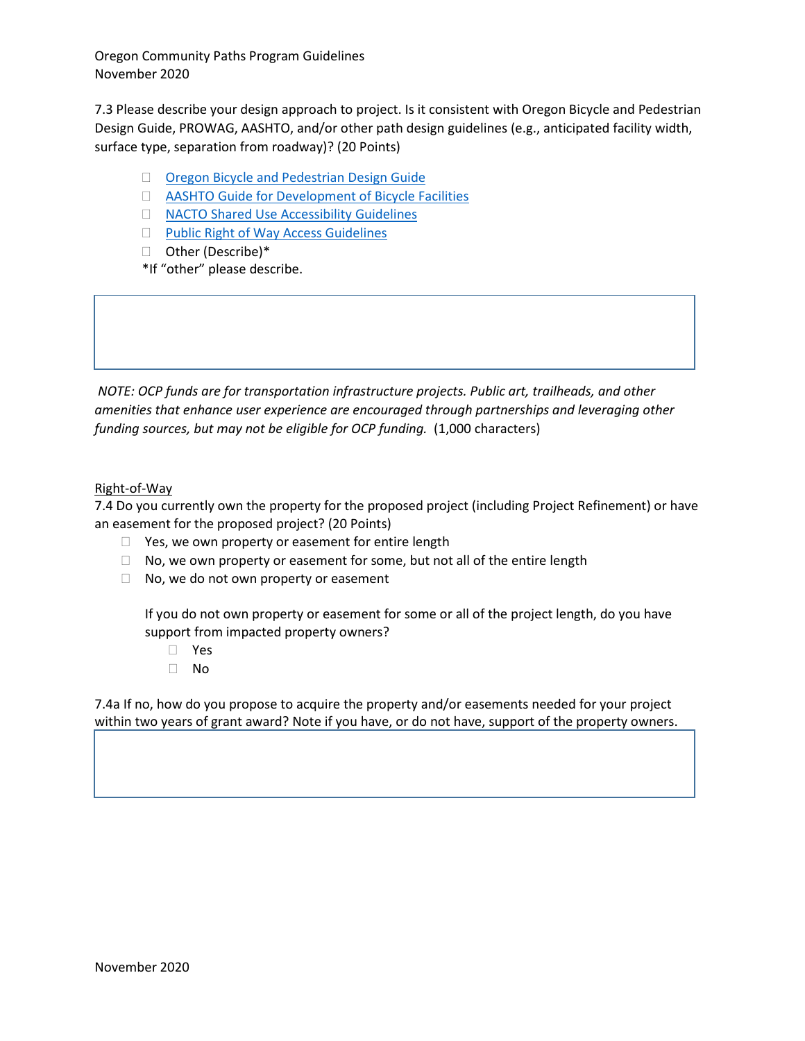7.3 Please describe your design approach to project. Is it consistent with Oregon Bicycle and Pedestrian Design Guide, PROWAG, AASHTO, and/or other path design guidelines (e.g., anticipated facility width, surface type, separation from roadway)? (20 Points)

- ☐ Oregon Bicycle and Pedestrian Design Guide
- ☐ AASHTO Guide for Development of Bicycle Facilities
- ☐ NACTO Shared Use Accessibility Guidelines
- ☐ Public Right of Way Access Guidelines
- ☐ Other (Describe)*

*If "other" please describe.

*NOTE: OCP funds are for transportation infrastructure projects. Public art, trailheads, and other amenities that enhance user experience are encouraged through partnerships and leveraging other funding sources, but may not be eligible for OCP funding.* (1,000 characters)

Right-of-Way

7.4 Do you currently own the property for the proposed project (including Project Refinement) or have an easement for the proposed project? (20 Points)

- ☐ Yes, we own property or easement for entire length
- ☐ No, we own property or easement for some, but not all of the entire length
- ☐ No, we do not own property or easement

If you do not own property or easement for some or all of the project length, do you have support from impacted property owners?

- ☐ Yes
- ☐ No

7.4a If no, how do you propose to acquire the property and/or easements needed for your project within two years of grant award? Note if you have, or do not have, support of the property owners.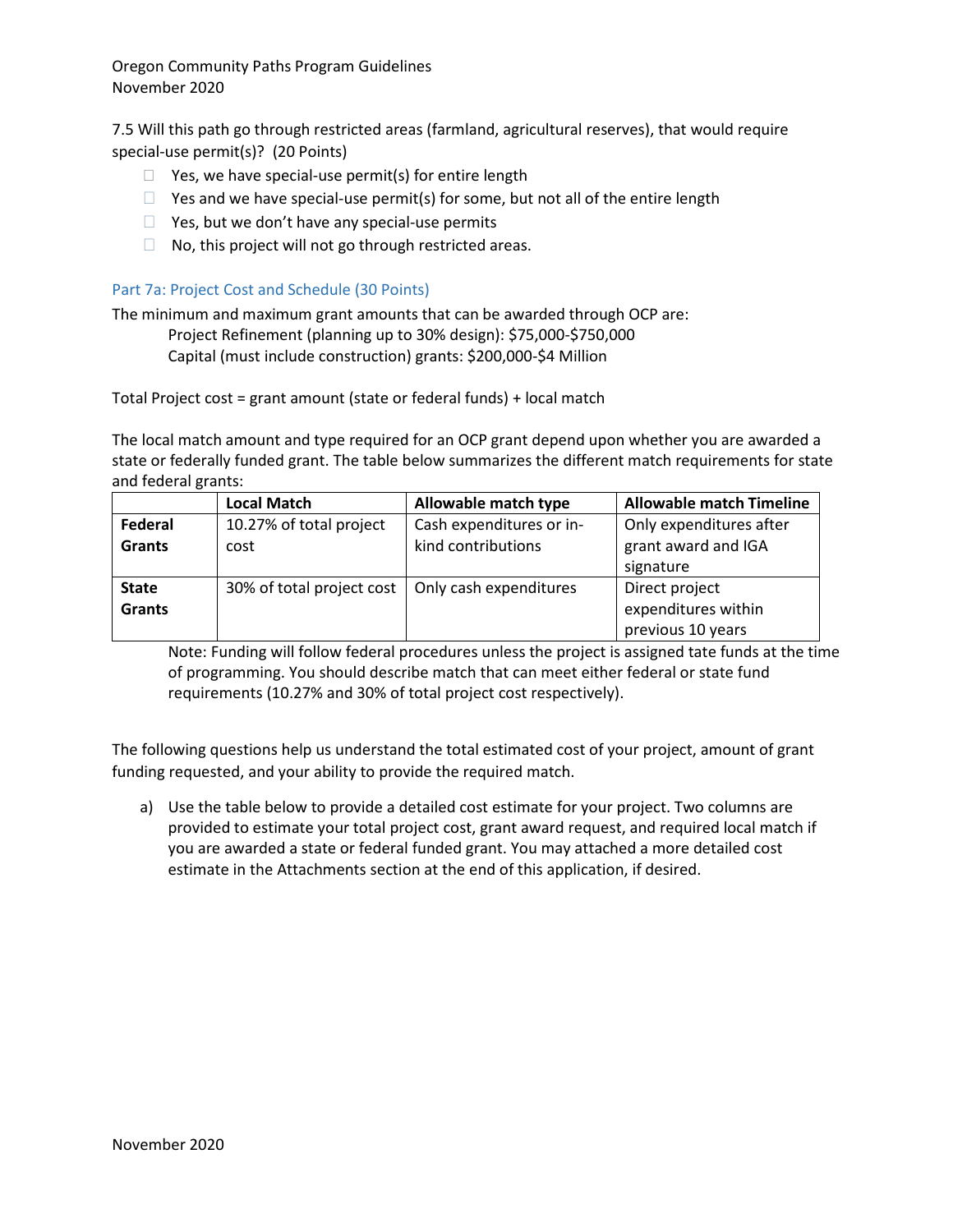7.5 Will this path go through restricted areas (farmland, agricultural reserves), that would require special-use permit(s)? (20 Points)

- ☐ Yes, we have special-use permit(s) for entire length
- ☐ Yes and we have special-use permit(s) for some, but not all of the entire length
- ☐ Yes, but we don't have any special-use permits
- ☐ No, this project will not go through restricted areas.

## Part 7a: Project Cost and Schedule (30 Points)

The minimum and maximum grant amounts that can be awarded through OCP are:

Project Refinement (planning up to 30% design): $75,000-$750,000
Capital (must include construction) grants: $200,000-$4 Million

Total Project cost = grant amount (state or federal funds) + local match

The local match amount and type required for an OCP grant depend upon whether you are awarded a state or federally funded grant. The table below summarizes the different match requirements for state and federal grants:

| | Local Match | Allowable match type | Allowable match Timeline |
|---|---|---|---|
| **Federal Grants** | 10.27% of total project cost | Cash expenditures or in-kind contributions | Only expenditures after grant award and IGA signature |
| **State Grants** | 30% of total project cost | Only cash expenditures | Direct project expenditures within previous 10 years |

Note: Funding will follow federal procedures unless the project is assigned tate funds at the time of programming. You should describe match that can meet either federal or state fund requirements (10.27% and 30% of total project cost respectively).

The following questions help us understand the total estimated cost of your project, amount of grant funding requested, and your ability to provide the required match.

a) Use the table below to provide a detailed cost estimate for your project. Two columns are provided to estimate your total project cost, grant award request, and required local match if you are awarded a state or federal funded grant. You may attached a more detailed cost estimate in the Attachments section at the end of this application, if desired.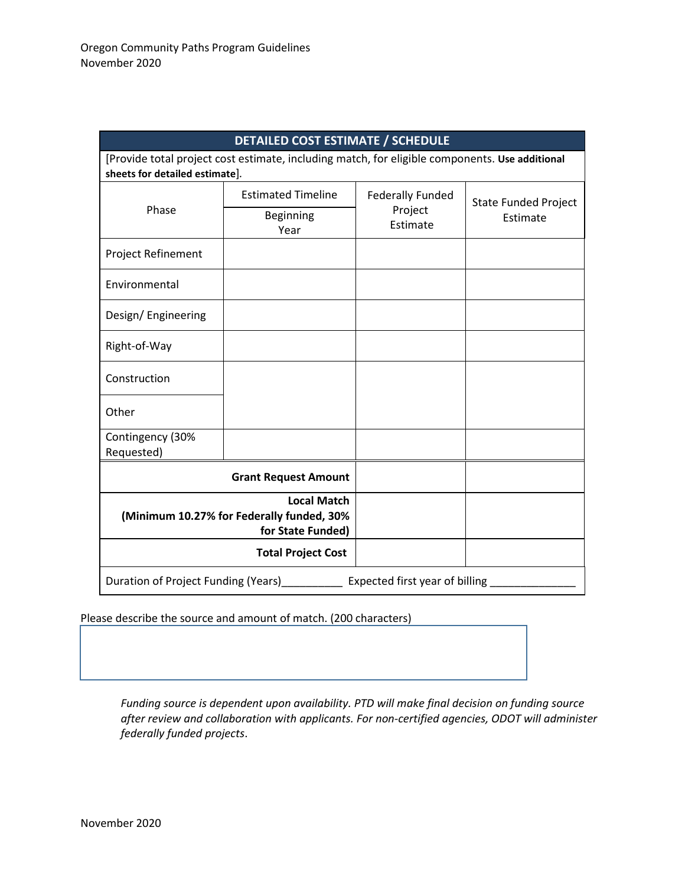| DETAILED COST ESTIMATE / SCHEDULE | | | |
|---|---|---|---|
| [Provide total project cost estimate, including match, for eligible components. **Use additional sheets for detailed estimate**]. | | | |
| Phase | Estimated Timeline<br>Beginning Year | Federally Funded Project Estimate | State Funded Project Estimate |
| Project Refinement | | | |
| Environmental | | | |
| Design/ Engineering | | | |
| Right-of-Way | | | |
| Construction | | | |
| Other | | | |
| Contingency (30% Requested) | | | |
| **Grant Request Amount** | | | |
| **Local Match (Minimum 10.27% for Federally funded, 30% for State Funded)** | | | |
| **Total Project Cost** | | | |
| Duration of Project Funding (Years)__________ Expected first year of billing ______________ | | | |

Please describe the source and amount of match. (200 characters)

*Funding source is dependent upon availability. PTD will make final decision on funding source after review and collaboration with applicants. For non-certified agencies, ODOT will administer federally funded projects*.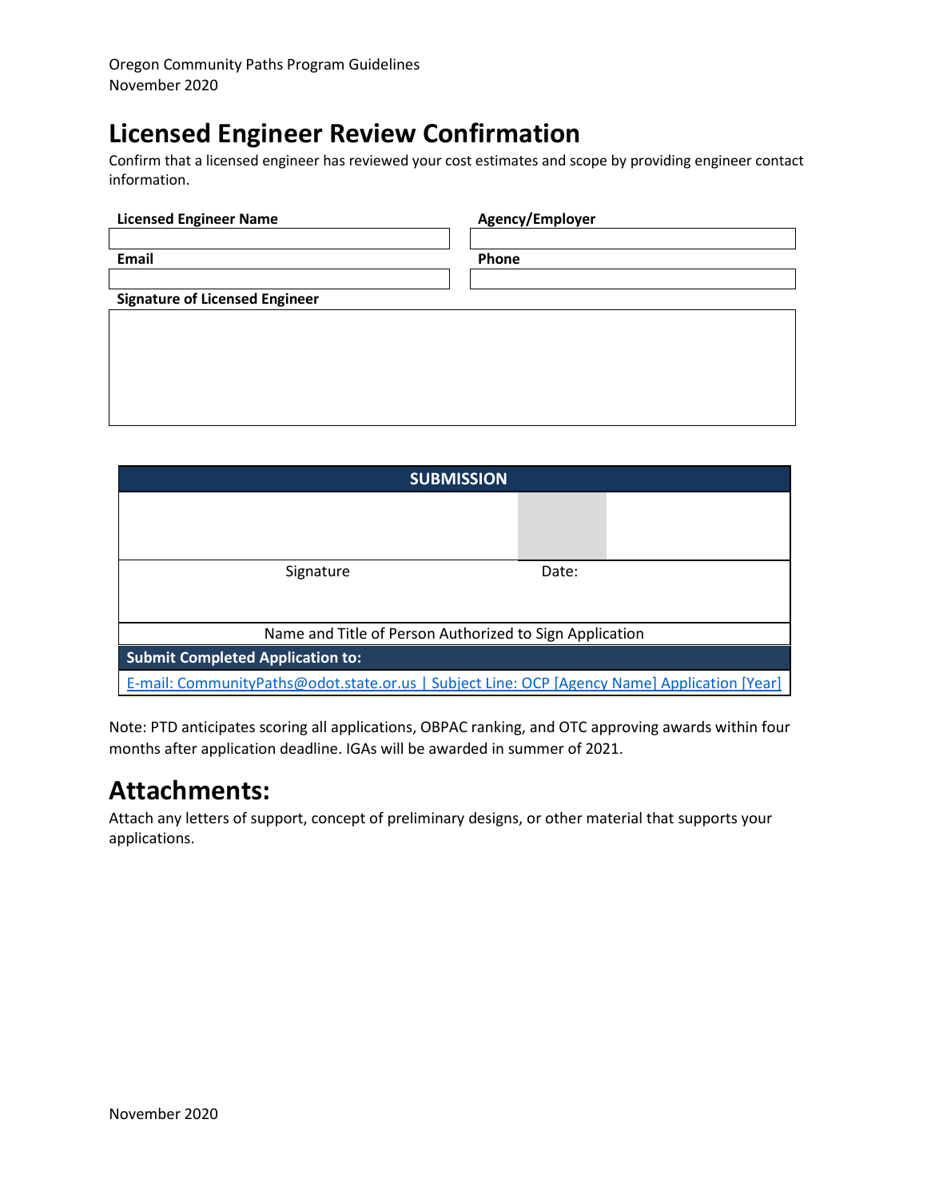# Licensed Engineer Review Confirmation

Confirm that a licensed engineer has reviewed your cost estimates and scope by providing engineer contact information.

| **Licensed Engineer Name** | **Agency/Employer** |
| --- | --- |
| | |
| **Email** | **Phone** |
| | |
| **Signature of Licensed Engineer** | |
| | |

| SUBMISSION | |
| --- | --- |
| | |
| Signature | Date: |
| | |
| Name and Title of Person Authorized to Sign Application | |
| **Submit Completed Application to:** | |
| E-mail: CommunityPaths@odot.state.or.us \| Subject Line: OCP [Agency Name] Application [Year] | |

Note: PTD anticipates scoring all applications, OBPAC ranking, and OTC approving awards within four months after application deadline. IGAs will be awarded in summer of 2021.

# Attachments:

Attach any letters of support, concept of preliminary designs, or other material that supports your applications.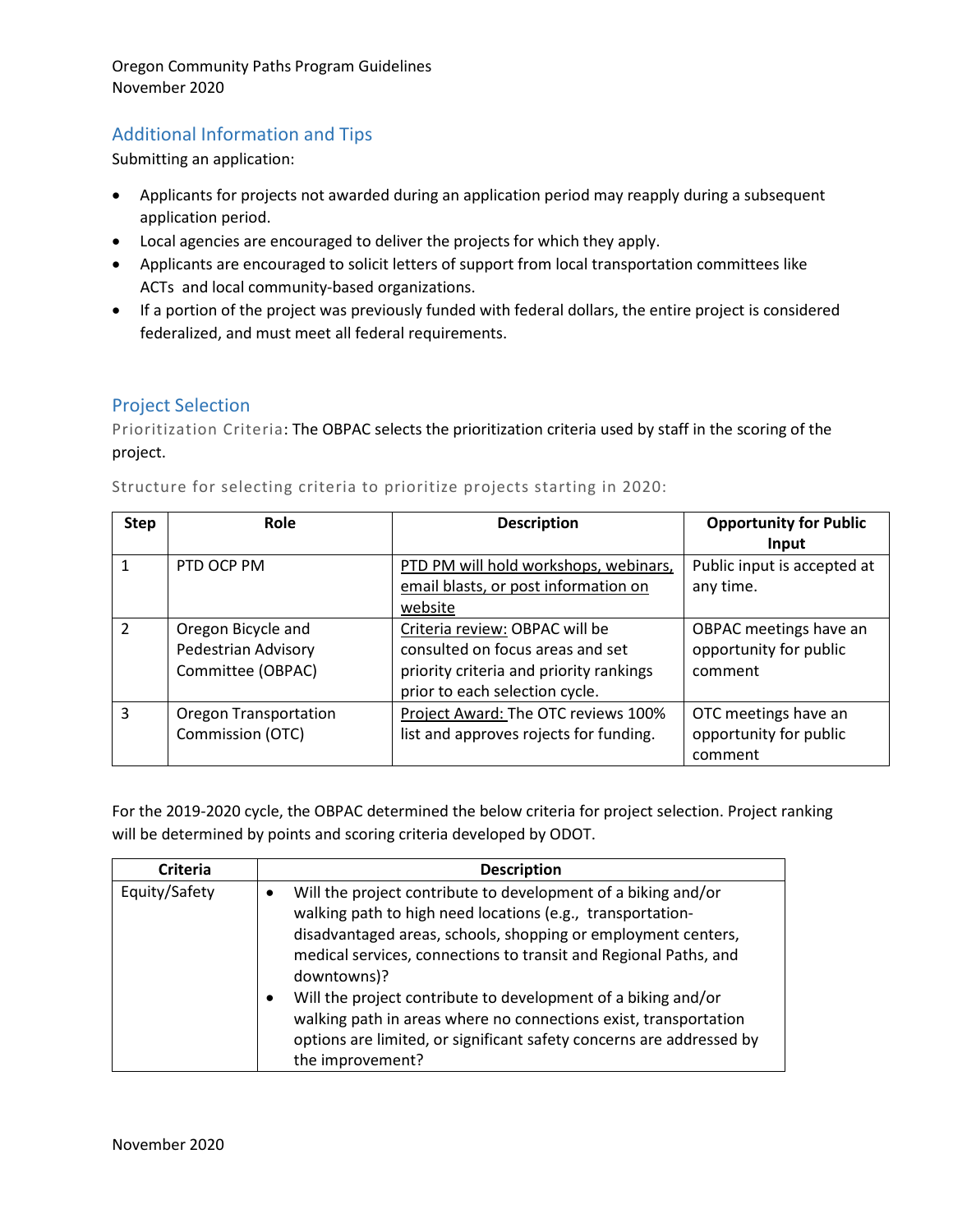## Additional Information and Tips

Submitting an application:

- Applicants for projects not awarded during an application period may reapply during a subsequent application period.
- Local agencies are encouraged to deliver the projects for which they apply.
- Applicants are encouraged to solicit letters of support from local transportation committees like ACTs and local community-based organizations.
- If a portion of the project was previously funded with federal dollars, the entire project is considered federalized, and must meet all federal requirements.

## Project Selection

Prioritization Criteria: The OBPAC selects the prioritization criteria used by staff in the scoring of the project.

Structure for selecting criteria to prioritize projects starting in 2020:

| Step | Role | Description | Opportunity for Public Input |
|---|---|---|---|
| 1 | PTD OCP PM | PTD PM will hold workshops, webinars, email blasts, or post information on website | Public input is accepted at any time. |
| 2 | Oregon Bicycle and Pedestrian Advisory Committee (OBPAC) | Criteria review: OBPAC will be consulted on focus areas and set priority criteria and priority rankings prior to each selection cycle. | OBPAC meetings have an opportunity for public comment |
| 3 | Oregon Transportation Commission (OTC) | Project Award: The OTC reviews 100% list and approves rojects for funding. | OTC meetings have an opportunity for public comment |

For the 2019-2020 cycle, the OBPAC determined the below criteria for project selection. Project ranking will be determined by points and scoring criteria developed by ODOT.

| Criteria | Description |
|---|---|
| Equity/Safety | • Will the project contribute to development of a biking and/or walking path to high need locations (e.g., transportation-disadvantaged areas, schools, shopping or employment centers, medical services, connections to transit and Regional Paths, and downtowns)?<br>• Will the project contribute to development of a biking and/or walking path in areas where no connections exist, transportation options are limited, or significant safety concerns are addressed by the improvement? |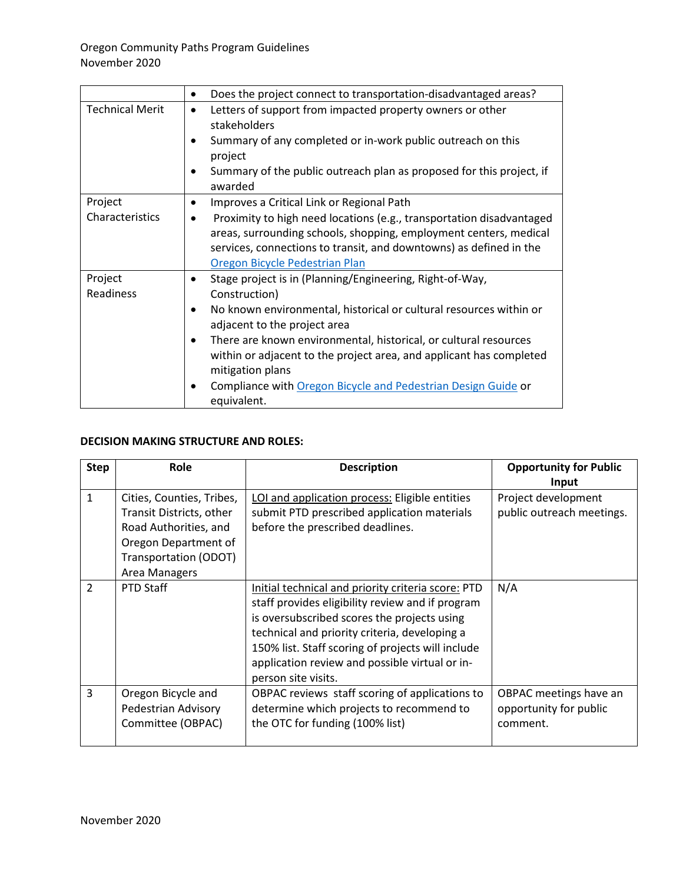| | |
|---|---|
| | • Does the project connect to transportation-disadvantaged areas? |
| Technical Merit | • Letters of support from impacted property owners or other stakeholders<br>• Summary of any completed or in-work public outreach on this project<br>• Summary of the public outreach plan as proposed for this project, if awarded |
| Project Characteristics | • Improves a Critical Link or Regional Path<br>• Proximity to high need locations (e.g., transportation disadvantaged areas, surrounding schools, shopping, employment centers, medical services, connections to transit, and downtowns) as defined in the Oregon Bicycle Pedestrian Plan |
| Project Readiness | • Stage project is in (Planning/Engineering, Right-of-Way, Construction)<br>• No known environmental, historical or cultural resources within or adjacent to the project area<br>• There are known environmental, historical, or cultural resources within or adjacent to the project area, and applicant has completed mitigation plans<br>• Compliance with Oregon Bicycle and Pedestrian Design Guide or equivalent. |

**DECISION MAKING STRUCTURE AND ROLES:**

| Step | Role | Description | Opportunity for Public Input |
|---|---|---|---|
| 1 | Cities, Counties, Tribes, Transit Districts, other Road Authorities, and Oregon Department of Transportation (ODOT) Area Managers | LOI and application process: Eligible entities submit PTD prescribed application materials before the prescribed deadlines. | Project development public outreach meetings. |
| 2 | PTD Staff | Initial technical and priority criteria score: PTD staff provides eligibility review and if program is oversubscribed scores the projects using technical and priority criteria, developing a 150% list. Staff scoring of projects will include application review and possible virtual or in-person site visits. | N/A |
| 3 | Oregon Bicycle and Pedestrian Advisory Committee (OBPAC) | OBPAC reviews staff scoring of applications to determine which projects to recommend to the OTC for funding (100% list) | OBPAC meetings have an opportunity for public comment. |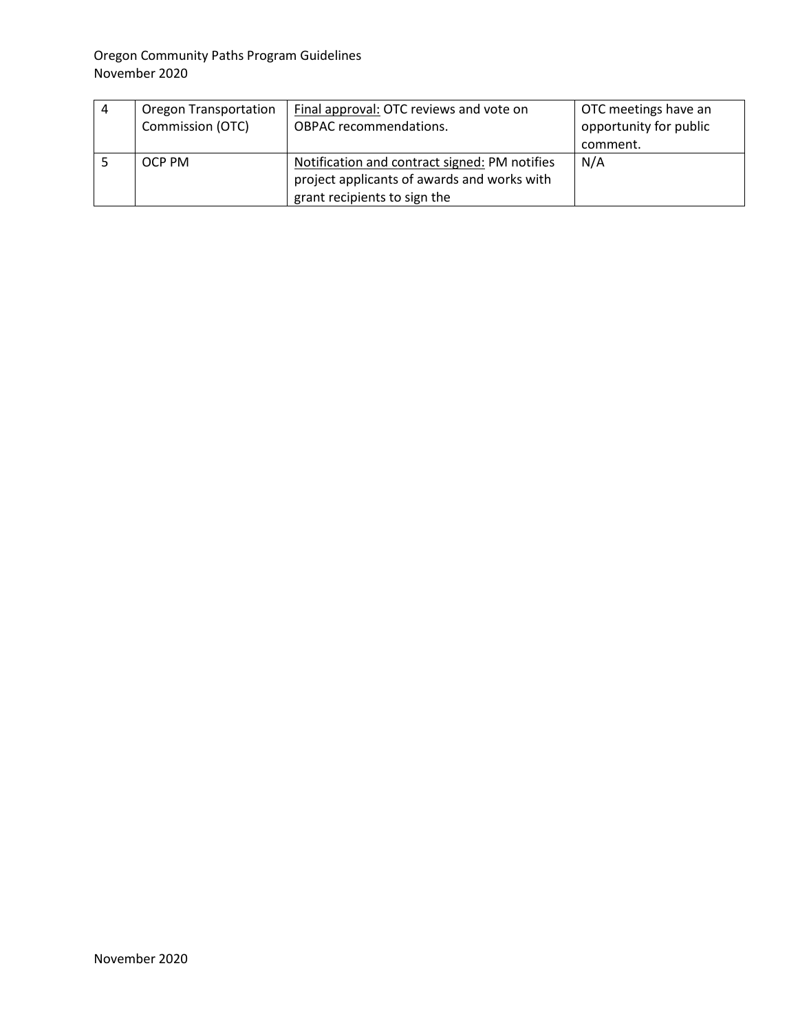| 4 | Oregon Transportation Commission (OTC) | Final approval: OTC reviews and vote on OBPAC recommendations. | OTC meetings have an opportunity for public comment. |
|---|---|---|---|
| 5 | OCP PM | Notification and contract signed: PM notifies project applicants of awards and works with grant recipients to sign the | N/A |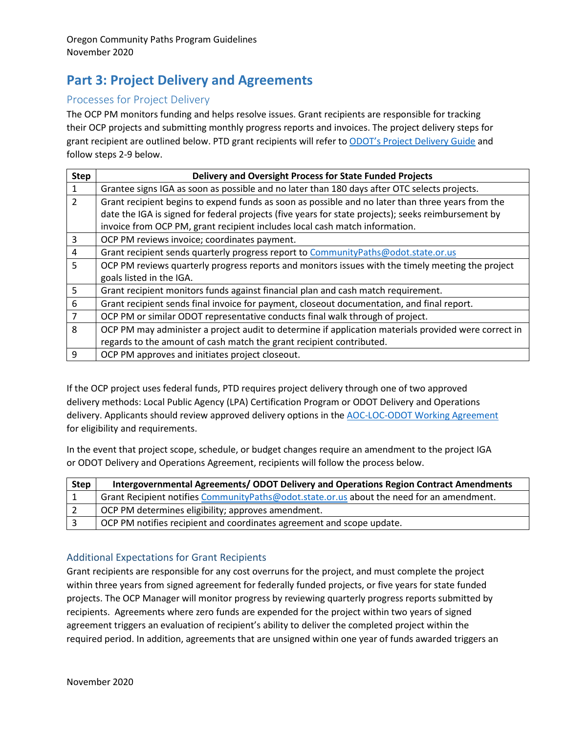## Part 3: Project Delivery and Agreements

### Processes for Project Delivery

The OCP PM monitors funding and helps resolve issues. Grant recipients are responsible for tracking their OCP projects and submitting monthly progress reports and invoices. The project delivery steps for grant recipient are outlined below. PTD grant recipients will refer to [ODOT's Project Delivery Guide]() and follow steps 2-9 below.

| Step | Delivery and Oversight Process for State Funded Projects |
|---|---|
| 1 | Grantee signs IGA as soon as possible and no later than 180 days after OTC selects projects. |
| 2 | Grant recipient begins to expend funds as soon as possible and no later than three years from the date the IGA is signed for federal projects (five years for state projects); seeks reimbursement by invoice from OCP PM, grant recipient includes local cash match information. |
| 3 | OCP PM reviews invoice; coordinates payment. |
| 4 | Grant recipient sends quarterly progress report to CommunityPaths@odot.state.or.us |
| 5 | OCP PM reviews quarterly progress reports and monitors issues with the timely meeting the project goals listed in the IGA. |
| 5 | Grant recipient monitors funds against financial plan and cash match requirement. |
| 6 | Grant recipient sends final invoice for payment, closeout documentation, and final report. |
| 7 | OCP PM or similar ODOT representative conducts final walk through of project. |
| 8 | OCP PM may administer a project audit to determine if application materials provided were correct in regards to the amount of cash match the grant recipient contributed. |
| 9 | OCP PM approves and initiates project closeout. |

If the OCP project uses federal funds, PTD requires project delivery through one of two approved delivery methods: Local Public Agency (LPA) Certification Program or ODOT Delivery and Operations delivery. Applicants should review approved delivery options in the [AOC-LOC-ODOT Working Agreement]() for eligibility and requirements.

In the event that project scope, schedule, or budget changes require an amendment to the project IGA or ODOT Delivery and Operations Agreement, recipients will follow the process below.

| Step | Intergovernmental Agreements/ ODOT Delivery and Operations Region Contract Amendments |
|---|---|
| 1 | Grant Recipient notifies CommunityPaths@odot.state.or.us about the need for an amendment. |
| 2 | OCP PM determines eligibility; approves amendment. |
| 3 | OCP PM notifies recipient and coordinates agreement and scope update. |

### Additional Expectations for Grant Recipients

Grant recipients are responsible for any cost overruns for the project, and must complete the project within three years from signed agreement for federally funded projects, or five years for state funded projects. The OCP Manager will monitor progress by reviewing quarterly progress reports submitted by recipients. Agreements where zero funds are expended for the project within two years of signed agreement triggers an evaluation of recipient's ability to deliver the completed project within the required period. In addition, agreements that are unsigned within one year of funds awarded triggers an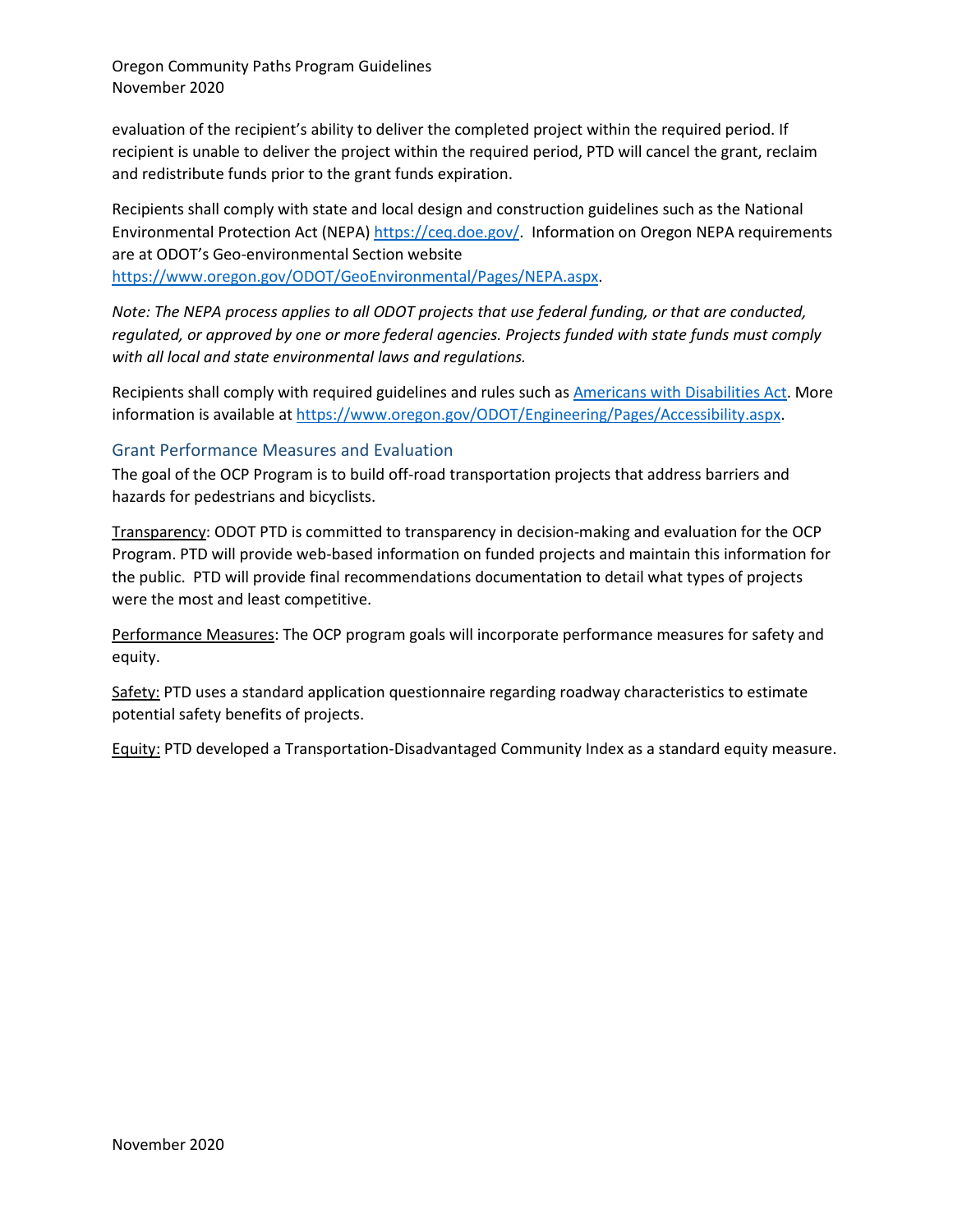evaluation of the recipient's ability to deliver the completed project within the required period. If recipient is unable to deliver the project within the required period, PTD will cancel the grant, reclaim and redistribute funds prior to the grant funds expiration.

Recipients shall comply with state and local design and construction guidelines such as the National Environmental Protection Act (NEPA) [https://ceq.doe.gov/](https://ceq.doe.gov/). Information on Oregon NEPA requirements are at ODOT's Geo-environmental Section website [https://www.oregon.gov/ODOT/GeoEnvironmental/Pages/NEPA.aspx](https://www.oregon.gov/ODOT/GeoEnvironmental/Pages/NEPA.aspx).

*Note: The NEPA process applies to all ODOT projects that use federal funding, or that are conducted, regulated, or approved by one or more federal agencies. Projects funded with state funds must comply with all local and state environmental laws and regulations.*

Recipients shall comply with required guidelines and rules such as Americans with Disabilities Act. More information is available at [https://www.oregon.gov/ODOT/Engineering/Pages/Accessibility.aspx](https://www.oregon.gov/ODOT/Engineering/Pages/Accessibility.aspx).

## Grant Performance Measures and Evaluation

The goal of the OCP Program is to build off-road transportation projects that address barriers and hazards for pedestrians and bicyclists.

Transparency: ODOT PTD is committed to transparency in decision-making and evaluation for the OCP Program. PTD will provide web-based information on funded projects and maintain this information for the public. PTD will provide final recommendations documentation to detail what types of projects were the most and least competitive.

Performance Measures: The OCP program goals will incorporate performance measures for safety and equity.

Safety: PTD uses a standard application questionnaire regarding roadway characteristics to estimate potential safety benefits of projects.

Equity: PTD developed a Transportation-Disadvantaged Community Index as a standard equity measure.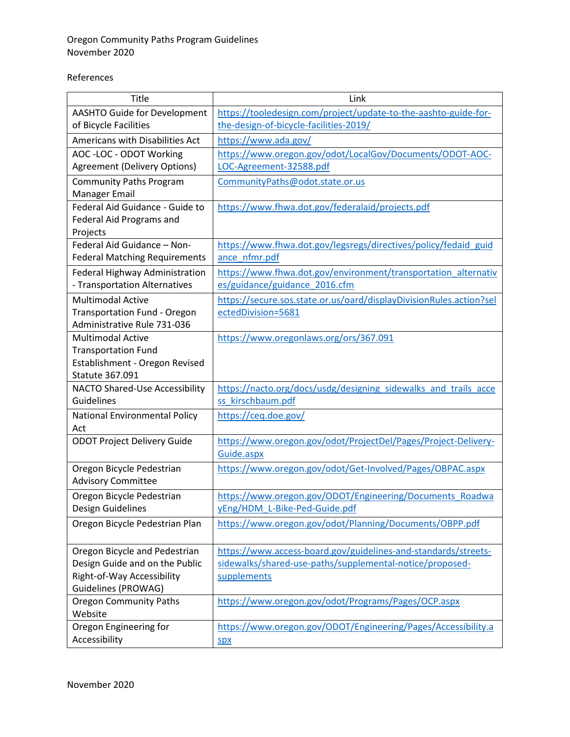References

| Title | Link |
| --- | --- |
| AASHTO Guide for Development of Bicycle Facilities | https://tooledesign.com/project/update-to-the-aashto-guide-for-the-design-of-bicycle-facilities-2019/ |
| Americans with Disabilities Act | https://www.ada.gov/ |
| AOC -LOC - ODOT Working Agreement (Delivery Options) | https://www.oregon.gov/odot/LocalGov/Documents/ODOT-AOC-LOC-Agreement-32588.pdf |
| Community Paths Program Manager Email | CommunityPaths@odot.state.or.us |
| Federal Aid Guidance - Guide to Federal Aid Programs and Projects | https://www.fhwa.dot.gov/federalaid/projects.pdf |
| Federal Aid Guidance – Non-Federal Matching Requirements | https://www.fhwa.dot.gov/legsregs/directives/policy/fedaid_guidance_nfmr.pdf |
| Federal Highway Administration - Transportation Alternatives | https://www.fhwa.dot.gov/environment/transportation_alternatives/guidance/guidance_2016.cfm |
| Multimodal Active Transportation Fund - Oregon Administrative Rule 731-036 | https://secure.sos.state.or.us/oard/displayDivisionRules.action?selectedDivision=5681 |
| Multimodal Active Transportation Fund Establishment - Oregon Revised Statute 367.091 | https://www.oregonlaws.org/ors/367.091 |
| NACTO Shared-Use Accessibility Guidelines | https://nacto.org/docs/usdg/designing_sidewalks_and_trails_access_kirschbaum.pdf |
| National Environmental Policy Act | https://ceq.doe.gov/ |
| ODOT Project Delivery Guide | https://www.oregon.gov/odot/ProjectDel/Pages/Project-Delivery-Guide.aspx |
| Oregon Bicycle Pedestrian Advisory Committee | https://www.oregon.gov/odot/Get-Involved/Pages/OBPAC.aspx |
| Oregon Bicycle Pedestrian Design Guidelines | https://www.oregon.gov/ODOT/Engineering/Documents_RoadwayEng/HDM_L-Bike-Ped-Guide.pdf |
| Oregon Bicycle Pedestrian Plan | https://www.oregon.gov/odot/Planning/Documents/OBPP.pdf |
| Oregon Bicycle and Pedestrian Design Guide and on the Public Right-of-Way Accessibility Guidelines (PROWAG) | https://www.access-board.gov/guidelines-and-standards/streets-sidewalks/shared-use-paths/supplemental-notice/proposed-supplements |
| Oregon Community Paths Website | https://www.oregon.gov/odot/Programs/Pages/OCP.aspx |
| Oregon Engineering for Accessibility | https://www.oregon.gov/ODOT/Engineering/Pages/Accessibility.aspx |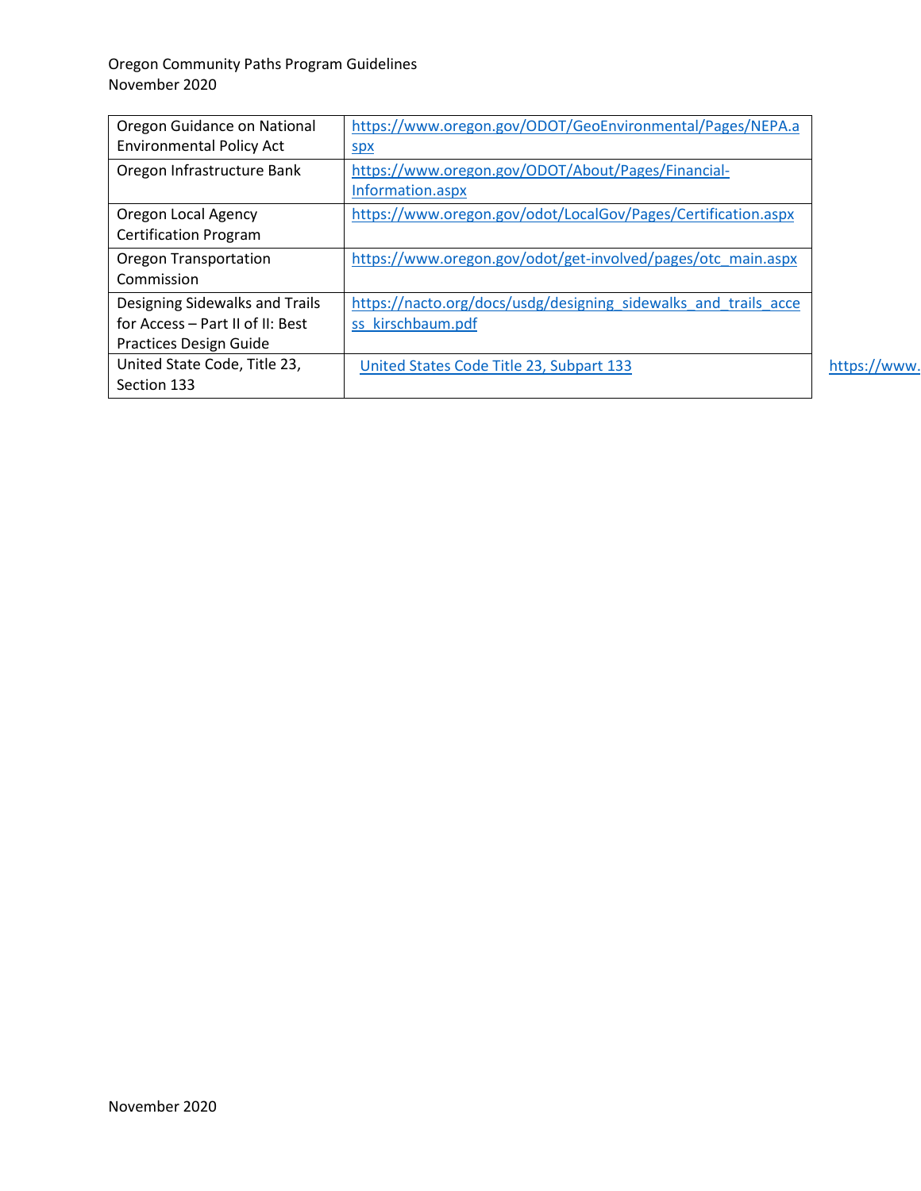| | |
|---|---|
| Oregon Guidance on National Environmental Policy Act | https://www.oregon.gov/ODOT/GeoEnvironmental/Pages/NEPA.aspx |
| Oregon Infrastructure Bank | https://www.oregon.gov/ODOT/About/Pages/Financial-Information.aspx |
| Oregon Local Agency Certification Program | https://www.oregon.gov/odot/LocalGov/Pages/Certification.aspx |
| Oregon Transportation Commission | https://www.oregon.gov/odot/get-involved/pages/otc_main.aspx |
| Designing Sidewalks and Trails for Access – Part II of II: Best Practices Design Guide | https://nacto.org/docs/usdg/designing_sidewalks_and_trails_access_kirschbaum.pdf |
| United State Code, Title 23, Section 133 | United States Code Title 23, Subpart 133 |

https://www.